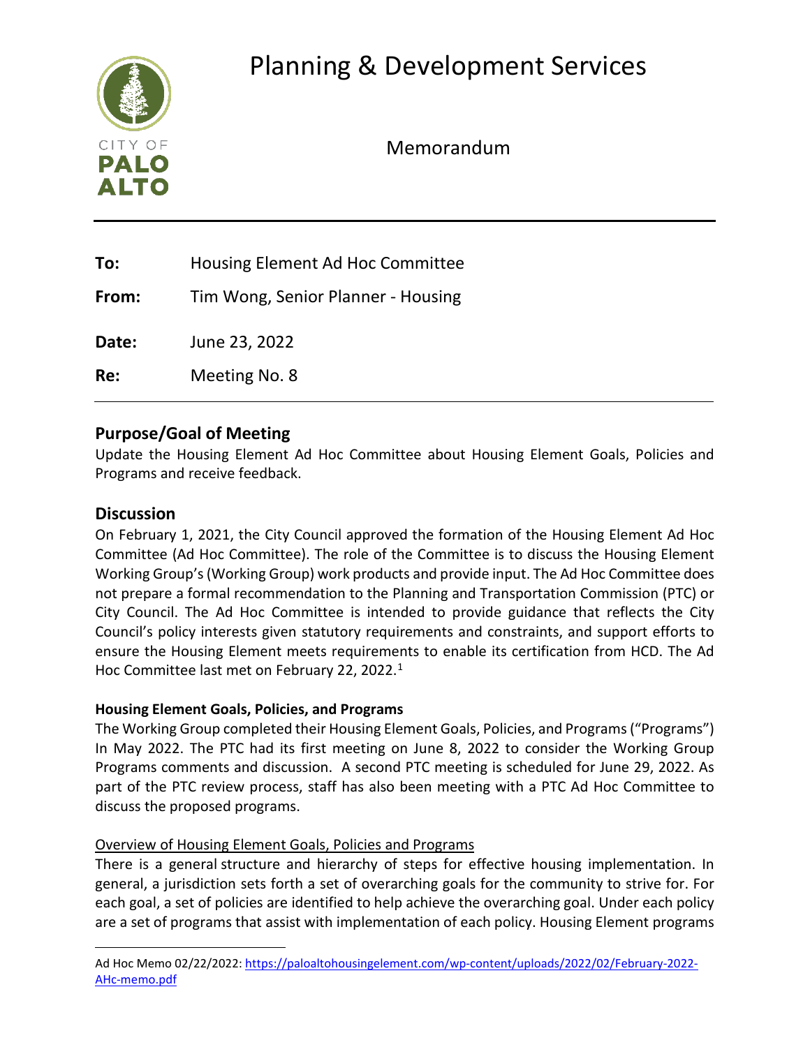# Planning & Development Services

CITY OF PALO ALTO

Memorandum

**To:** Housing Element Ad Hoc Committee

**From:** Tim Wong, Senior Planner - Housing

**Date:** June 23, 2022

**Re:** Meeting No. 8

## Purpose/Goal of Meeting

Update the Housing Element Ad Hoc Committee about Housing Element Goals, Policies and Programs and receive feedback.

## Discussion

On February 1, 2021, the City Council approved the formation of the Housing Element Ad Hoc Committee (Ad Hoc Committee). The role of the Committee is to discuss the Housing Element Working Group's (Working Group) work products and provide input. The Ad Hoc Committee does not prepare a formal recommendation to the Planning and Transportation Commission (PTC) or City Council. The Ad Hoc Committee is intended to provide guidance that reflects the City Council's policy interests given statutory requirements and constraints, and support efforts to ensure the Housing Element meets requirements to enable its certification from HCD. The Ad Hoc Committee last met on February 22, 2022.[1]

### Housing Element Goals, Policies, and Programs

The Working Group completed their Housing Element Goals, Policies, and Programs ("Programs") In May 2022. The PTC had its first meeting on June 8, 2022 to consider the Working Group Programs comments and discussion. A second PTC meeting is scheduled for June 29, 2022. As part of the PTC review process, staff has also been meeting with a PTC Ad Hoc Committee to discuss the proposed programs.

Overview of Housing Element Goals, Policies and Programs

There is a general structure and hierarchy of steps for effective housing implementation. In general, a jurisdiction sets forth a set of overarching goals for the community to strive for. For each goal, a set of policies are identified to help achieve the overarching goal. Under each policy are a set of programs that assist with implementation of each policy. Housing Element programs

[1] Ad Hoc Memo 02/22/2022: https://paloaltohousingelement.com/wp-content/uploads/2022/02/February-2022-AHc-memo.pdf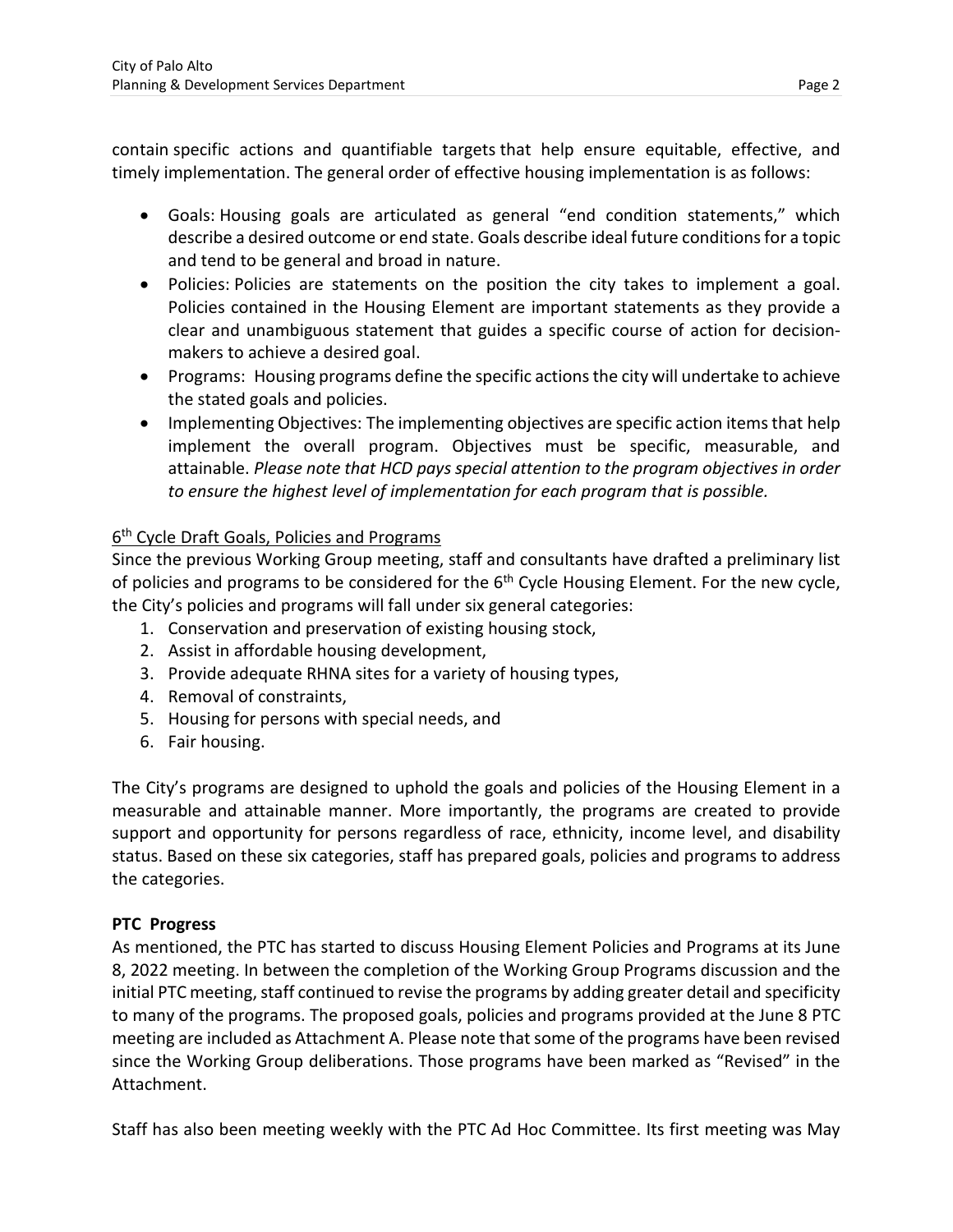contain specific actions and quantifiable targets that help ensure equitable, effective, and timely implementation. The general order of effective housing implementation is as follows:

- Goals: Housing goals are articulated as general "end condition statements," which describe a desired outcome or end state. Goals describe ideal future conditions for a topic and tend to be general and broad in nature.
- Policies: Policies are statements on the position the city takes to implement a goal. Policies contained in the Housing Element are important statements as they provide a clear and unambiguous statement that guides a specific course of action for decision-makers to achieve a desired goal.
- Programs: Housing programs define the specific actions the city will undertake to achieve the stated goals and policies.
- Implementing Objectives: The implementing objectives are specific action items that help implement the overall program. Objectives must be specific, measurable, and attainable. *Please note that HCD pays special attention to the program objectives in order to ensure the highest level of implementation for each program that is possible.*

6th Cycle Draft Goals, Policies and Programs

Since the previous Working Group meeting, staff and consultants have drafted a preliminary list of policies and programs to be considered for the 6th Cycle Housing Element. For the new cycle, the City's policies and programs will fall under six general categories:

1. Conservation and preservation of existing housing stock,
2. Assist in affordable housing development,
3. Provide adequate RHNA sites for a variety of housing types,
4. Removal of constraints,
5. Housing for persons with special needs, and
6. Fair housing.

The City's programs are designed to uphold the goals and policies of the Housing Element in a measurable and attainable manner. More importantly, the programs are created to provide support and opportunity for persons regardless of race, ethnicity, income level, and disability status. Based on these six categories, staff has prepared goals, policies and programs to address the categories.

**PTC Progress**

As mentioned, the PTC has started to discuss Housing Element Policies and Programs at its June 8, 2022 meeting. In between the completion of the Working Group Programs discussion and the initial PTC meeting, staff continued to revise the programs by adding greater detail and specificity to many of the programs. The proposed goals, policies and programs provided at the June 8 PTC meeting are included as Attachment A. Please note that some of the programs have been revised since the Working Group deliberations. Those programs have been marked as "Revised" in the Attachment.

Staff has also been meeting weekly with the PTC Ad Hoc Committee. Its first meeting was May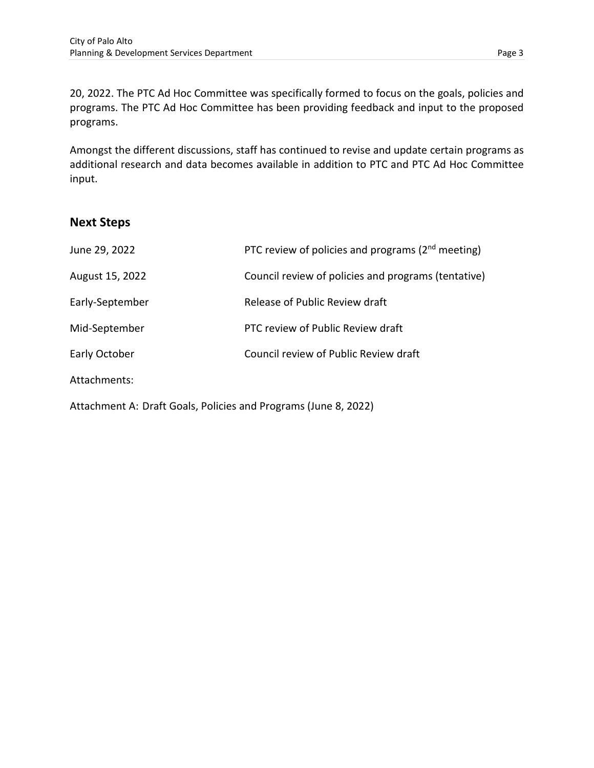20, 2022. The PTC Ad Hoc Committee was specifically formed to focus on the goals, policies and programs. The PTC Ad Hoc Committee has been providing feedback and input to the proposed programs.

Amongst the different discussions, staff has continued to revise and update certain programs as additional research and data becomes available in addition to PTC and PTC Ad Hoc Committee input.

## Next Steps

| | |
|---|---|
| June 29, 2022 | PTC review of policies and programs (2nd meeting) |
| August 15, 2022 | Council review of policies and programs (tentative) |
| Early-September | Release of Public Review draft |
| Mid-September | PTC review of Public Review draft |
| Early October | Council review of Public Review draft |

Attachments:

Attachment A: Draft Goals, Policies and Programs (June 8, 2022)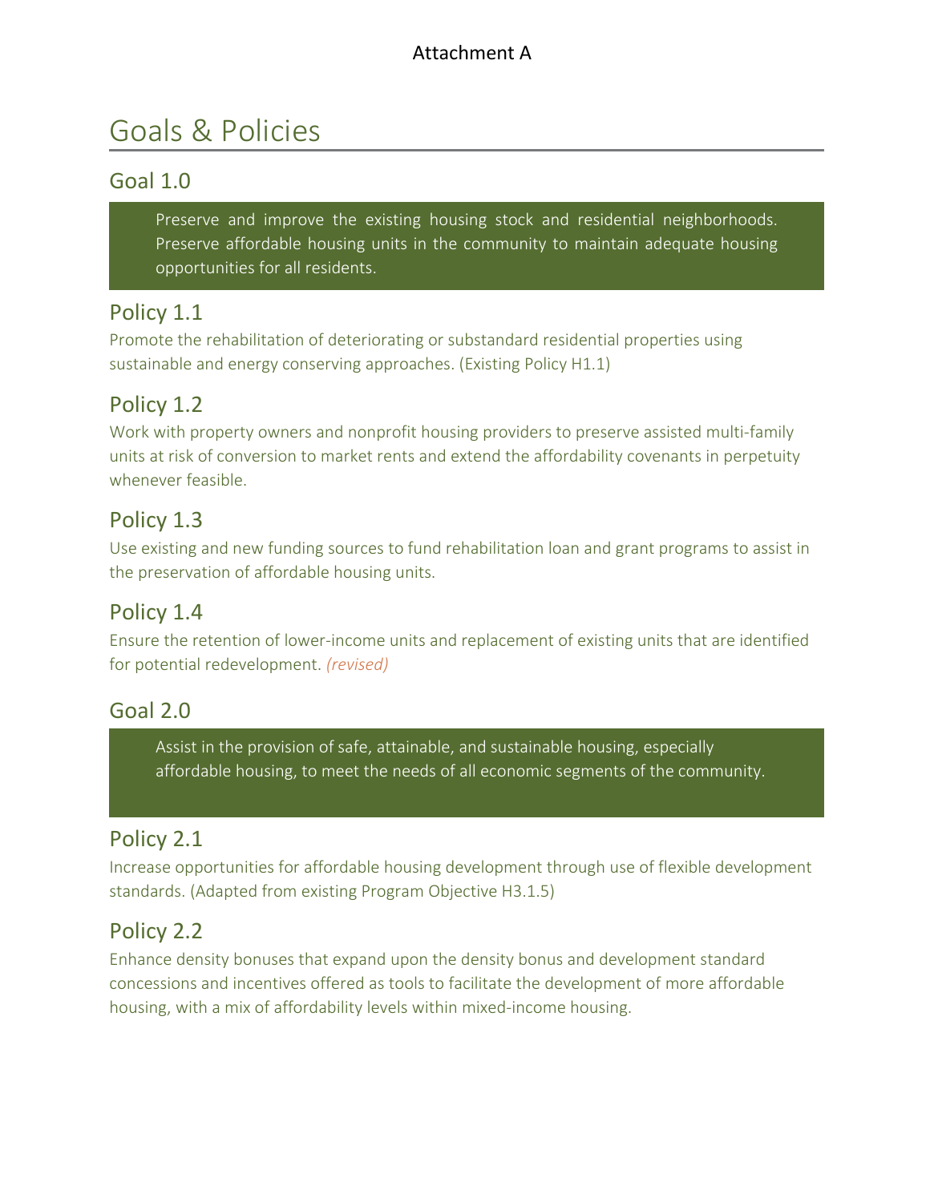Attachment A

# Goals & Policies

## Goal 1.0

Preserve and improve the existing housing stock and residential neighborhoods. Preserve affordable housing units in the community to maintain adequate housing opportunities for all residents.

### Policy 1.1

Promote the rehabilitation of deteriorating or substandard residential properties using sustainable and energy conserving approaches. (Existing Policy H1.1)

### Policy 1.2

Work with property owners and nonprofit housing providers to preserve assisted multi-family units at risk of conversion to market rents and extend the affordability covenants in perpetuity whenever feasible.

### Policy 1.3

Use existing and new funding sources to fund rehabilitation loan and grant programs to assist in the preservation of affordable housing units.

### Policy 1.4

Ensure the retention of lower-income units and replacement of existing units that are identified for potential redevelopment. *(revised)*

## Goal 2.0

Assist in the provision of safe, attainable, and sustainable housing, especially affordable housing, to meet the needs of all economic segments of the community.

### Policy 2.1

Increase opportunities for affordable housing development through use of flexible development standards. (Adapted from existing Program Objective H3.1.5)

### Policy 2.2

Enhance density bonuses that expand upon the density bonus and development standard concessions and incentives offered as tools to facilitate the development of more affordable housing, with a mix of affordability levels within mixed-income housing.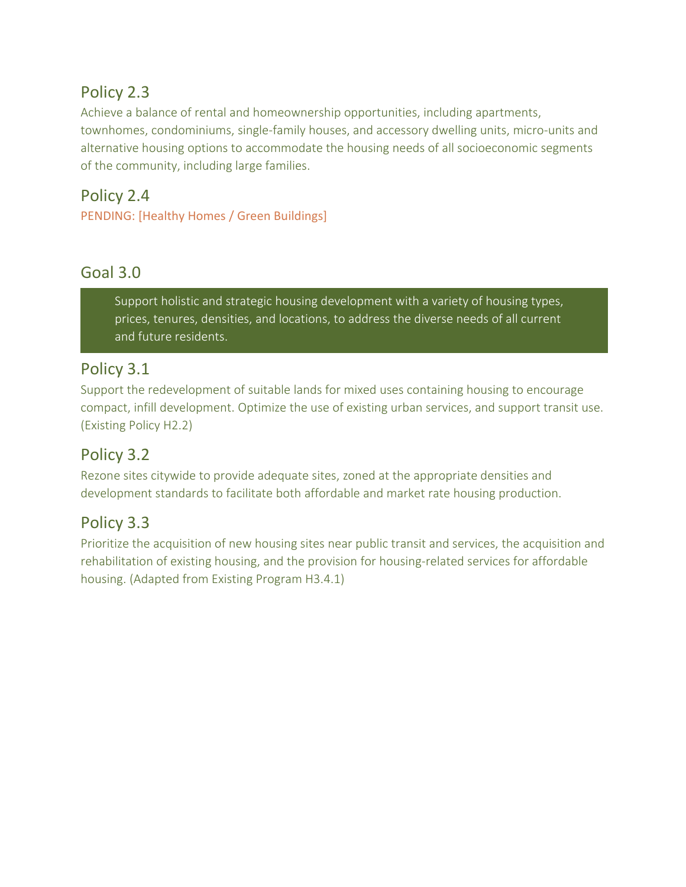## Policy 2.3

Achieve a balance of rental and homeownership opportunities, including apartments, townhomes, condominiums, single-family houses, and accessory dwelling units, micro-units and alternative housing options to accommodate the housing needs of all socioeconomic segments of the community, including large families.

## Policy 2.4

PENDING: [Healthy Homes / Green Buildings]

## Goal 3.0

> Support holistic and strategic housing development with a variety of housing types, prices, tenures, densities, and locations, to address the diverse needs of all current and future residents.

## Policy 3.1

Support the redevelopment of suitable lands for mixed uses containing housing to encourage compact, infill development. Optimize the use of existing urban services, and support transit use. (Existing Policy H2.2)

## Policy 3.2

Rezone sites citywide to provide adequate sites, zoned at the appropriate densities and development standards to facilitate both affordable and market rate housing production.

## Policy 3.3

Prioritize the acquisition of new housing sites near public transit and services, the acquisition and rehabilitation of existing housing, and the provision for housing-related services for affordable housing. (Adapted from Existing Program H3.4.1)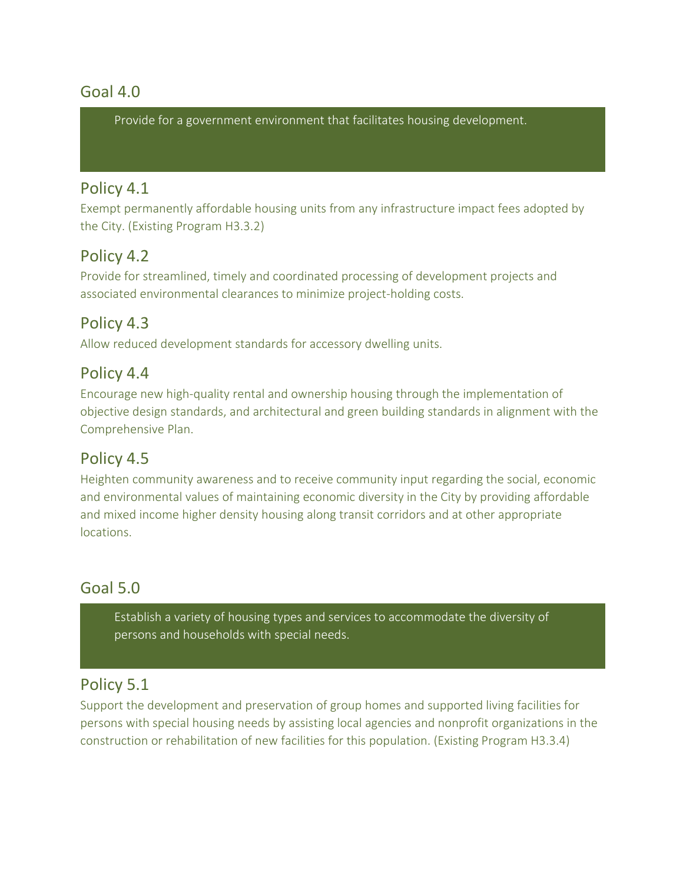## Goal 4.0

> Provide for a government environment that facilitates housing development.

### Policy 4.1

Exempt permanently affordable housing units from any infrastructure impact fees adopted by the City. (Existing Program H3.3.2)

### Policy 4.2

Provide for streamlined, timely and coordinated processing of development projects and associated environmental clearances to minimize project-holding costs.

### Policy 4.3

Allow reduced development standards for accessory dwelling units.

### Policy 4.4

Encourage new high-quality rental and ownership housing through the implementation of objective design standards, and architectural and green building standards in alignment with the Comprehensive Plan.

### Policy 4.5

Heighten community awareness and to receive community input regarding the social, economic and environmental values of maintaining economic diversity in the City by providing affordable and mixed income higher density housing along transit corridors and at other appropriate locations.

## Goal 5.0

> Establish a variety of housing types and services to accommodate the diversity of persons and households with special needs.

### Policy 5.1

Support the development and preservation of group homes and supported living facilities for persons with special housing needs by assisting local agencies and nonprofit organizations in the construction or rehabilitation of new facilities for this population. (Existing Program H3.3.4)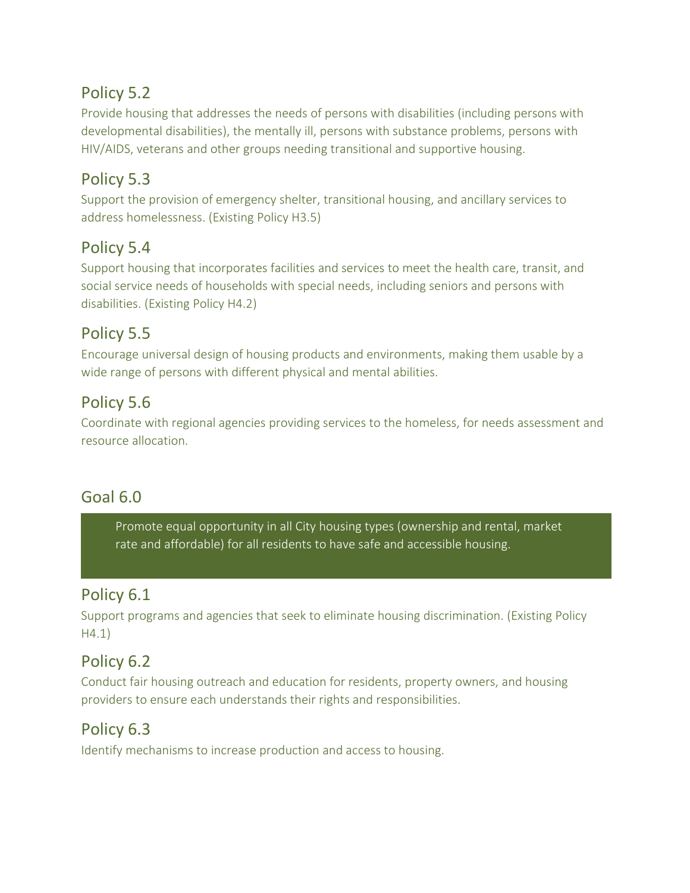## Policy 5.2

Provide housing that addresses the needs of persons with disabilities (including persons with developmental disabilities), the mentally ill, persons with substance problems, persons with HIV/AIDS, veterans and other groups needing transitional and supportive housing.

## Policy 5.3

Support the provision of emergency shelter, transitional housing, and ancillary services to address homelessness. (Existing Policy H3.5)

## Policy 5.4

Support housing that incorporates facilities and services to meet the health care, transit, and social service needs of households with special needs, including seniors and persons with disabilities. (Existing Policy H4.2)

## Policy 5.5

Encourage universal design of housing products and environments, making them usable by a wide range of persons with different physical and mental abilities.

## Policy 5.6

Coordinate with regional agencies providing services to the homeless, for needs assessment and resource allocation.

## Goal 6.0

> Promote equal opportunity in all City housing types (ownership and rental, market rate and affordable) for all residents to have safe and accessible housing.

## Policy 6.1

Support programs and agencies that seek to eliminate housing discrimination. (Existing Policy H4.1)

## Policy 6.2

Conduct fair housing outreach and education for residents, property owners, and housing providers to ensure each understands their rights and responsibilities.

## Policy 6.3

Identify mechanisms to increase production and access to housing.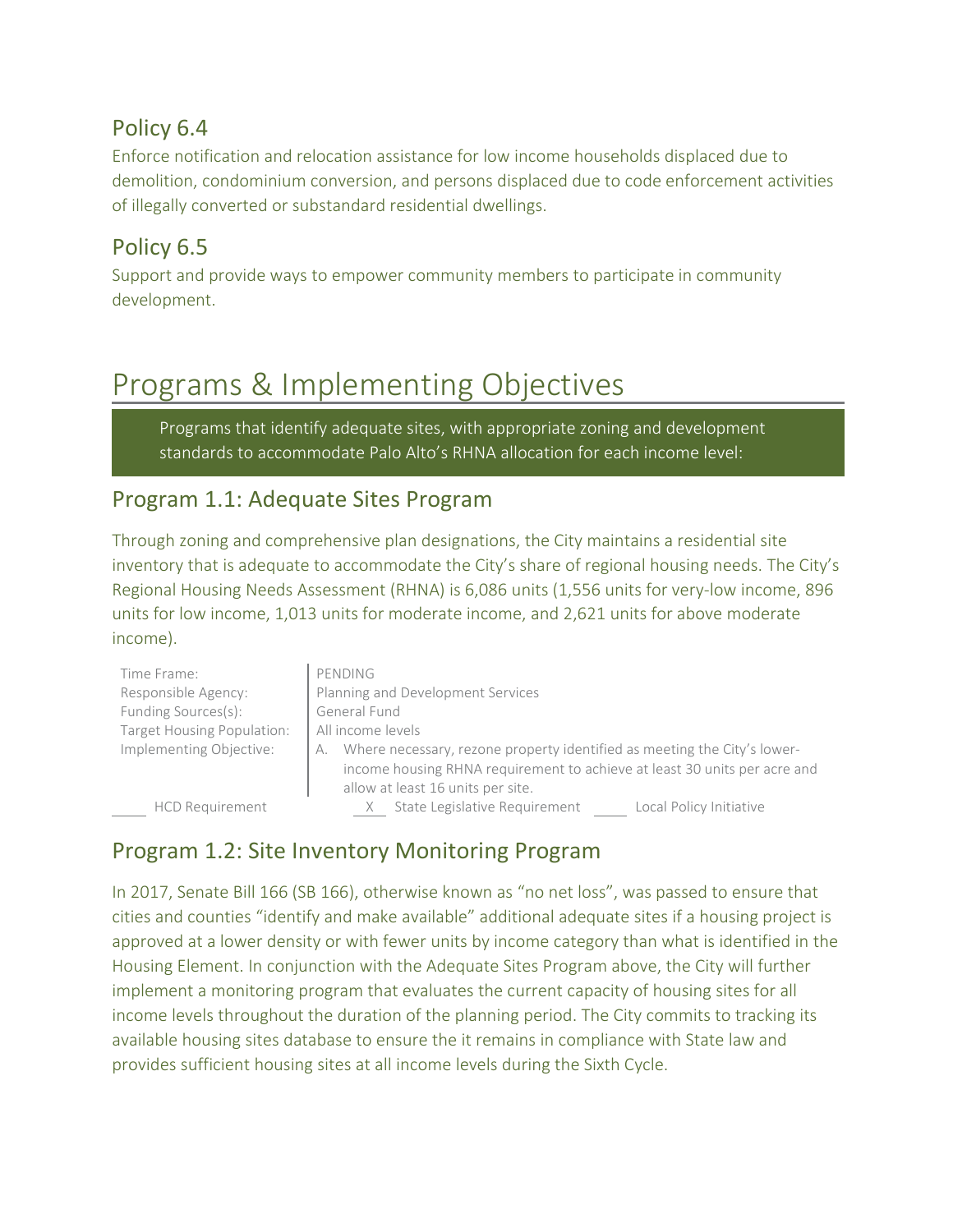## Policy 6.4

Enforce notification and relocation assistance for low income households displaced due to demolition, condominium conversion, and persons displaced due to code enforcement activities of illegally converted or substandard residential dwellings.

## Policy 6.5

Support and provide ways to empower community members to participate in community development.

# Programs & Implementing Objectives

Programs that identify adequate sites, with appropriate zoning and development standards to accommodate Palo Alto's RHNA allocation for each income level:

## Program 1.1: Adequate Sites Program

Through zoning and comprehensive plan designations, the City maintains a residential site inventory that is adequate to accommodate the City's share of regional housing needs. The City's Regional Housing Needs Assessment (RHNA) is 6,086 units (1,556 units for very-low income, 896 units for low income, 1,013 units for moderate income, and 2,621 units for above moderate income).

| | |
|---|---|
| Time Frame: | PENDING |
| Responsible Agency: | Planning and Development Services |
| Funding Sources(s): | General Fund |
| Target Housing Population: | All income levels |
| Implementing Objective: | A. Where necessary, rezone property identified as meeting the City's lower-income housing RHNA requirement to achieve at least 30 units per acre and allow at least 16 units per site. |

\_\_\_\_ HCD Requirement    \_\_X\_\_ State Legislative Requirement    \_\_\_\_ Local Policy Initiative

## Program 1.2: Site Inventory Monitoring Program

In 2017, Senate Bill 166 (SB 166), otherwise known as "no net loss", was passed to ensure that cities and counties "identify and make available" additional adequate sites if a housing project is approved at a lower density or with fewer units by income category than what is identified in the Housing Element. In conjunction with the Adequate Sites Program above, the City will further implement a monitoring program that evaluates the current capacity of housing sites for all income levels throughout the duration of the planning period. The City commits to tracking its available housing sites database to ensure the it remains in compliance with State law and provides sufficient housing sites at all income levels during the Sixth Cycle.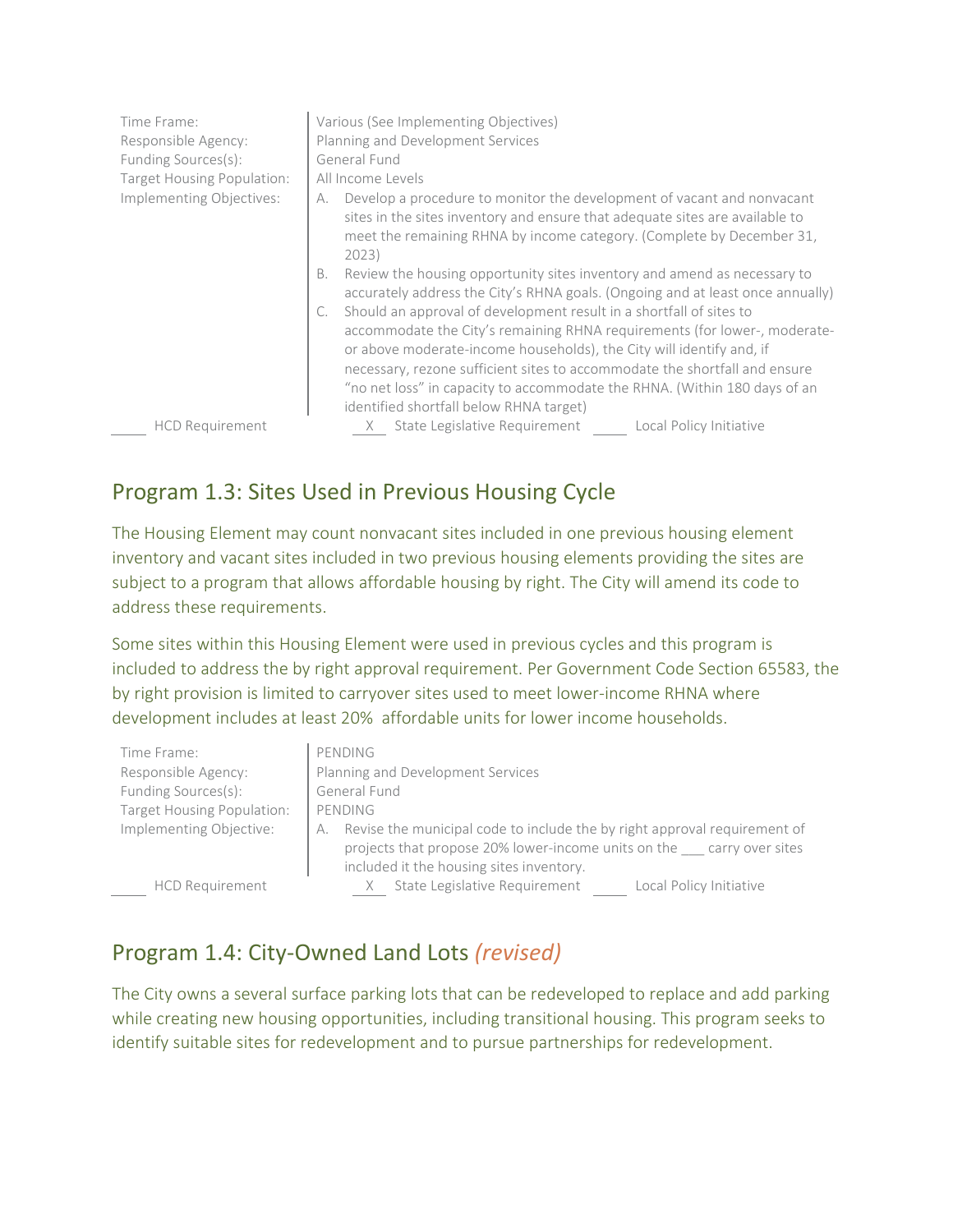| | |
|---|---|
| Time Frame: | Various (See Implementing Objectives) |
| Responsible Agency: | Planning and Development Services |
| Funding Sources(s): | General Fund |
| Target Housing Population: | All Income Levels |
| Implementing Objectives: | A. Develop a procedure to monitor the development of vacant and nonvacant sites in the sites inventory and ensure that adequate sites are available to meet the remaining RHNA by income category. (Complete by December 31, 2023)<br>B. Review the housing opportunity sites inventory and amend as necessary to accurately address the City's RHNA goals. (Ongoing and at least once annually)<br>C. Should an approval of development result in a shortfall of sites to accommodate the City's remaining RHNA requirements (for lower-, moderate- or above moderate-income households), the City will identify and, if necessary, rezone sufficient sites to accommodate the shortfall and ensure "no net loss" in capacity to accommodate the RHNA. (Within 180 days of an identified shortfall below RHNA target) |

____ HCD Requirement __X__ State Legislative Requirement ____ Local Policy Initiative

## Program 1.3: Sites Used in Previous Housing Cycle

The Housing Element may count nonvacant sites included in one previous housing element inventory and vacant sites included in two previous housing elements providing the sites are subject to a program that allows affordable housing by right. The City will amend its code to address these requirements.

Some sites within this Housing Element were used in previous cycles and this program is included to address the by right approval requirement. Per Government Code Section 65583, the by right provision is limited to carryover sites used to meet lower-income RHNA where development includes at least 20% affordable units for lower income households.

| | |
|---|---|
| Time Frame: | PENDING |
| Responsible Agency: | Planning and Development Services |
| Funding Sources(s): | General Fund |
| Target Housing Population: | PENDING |
| Implementing Objective: | A. Revise the municipal code to include the by right approval requirement of projects that propose 20% lower-income units on the ___ carry over sites included it the housing sites inventory. |

____ HCD Requirement __X__ State Legislative Requirement ____ Local Policy Initiative

## Program 1.4: City-Owned Land Lots *(revised)*

The City owns a several surface parking lots that can be redeveloped to replace and add parking while creating new housing opportunities, including transitional housing. This program seeks to identify suitable sites for redevelopment and to pursue partnerships for redevelopment.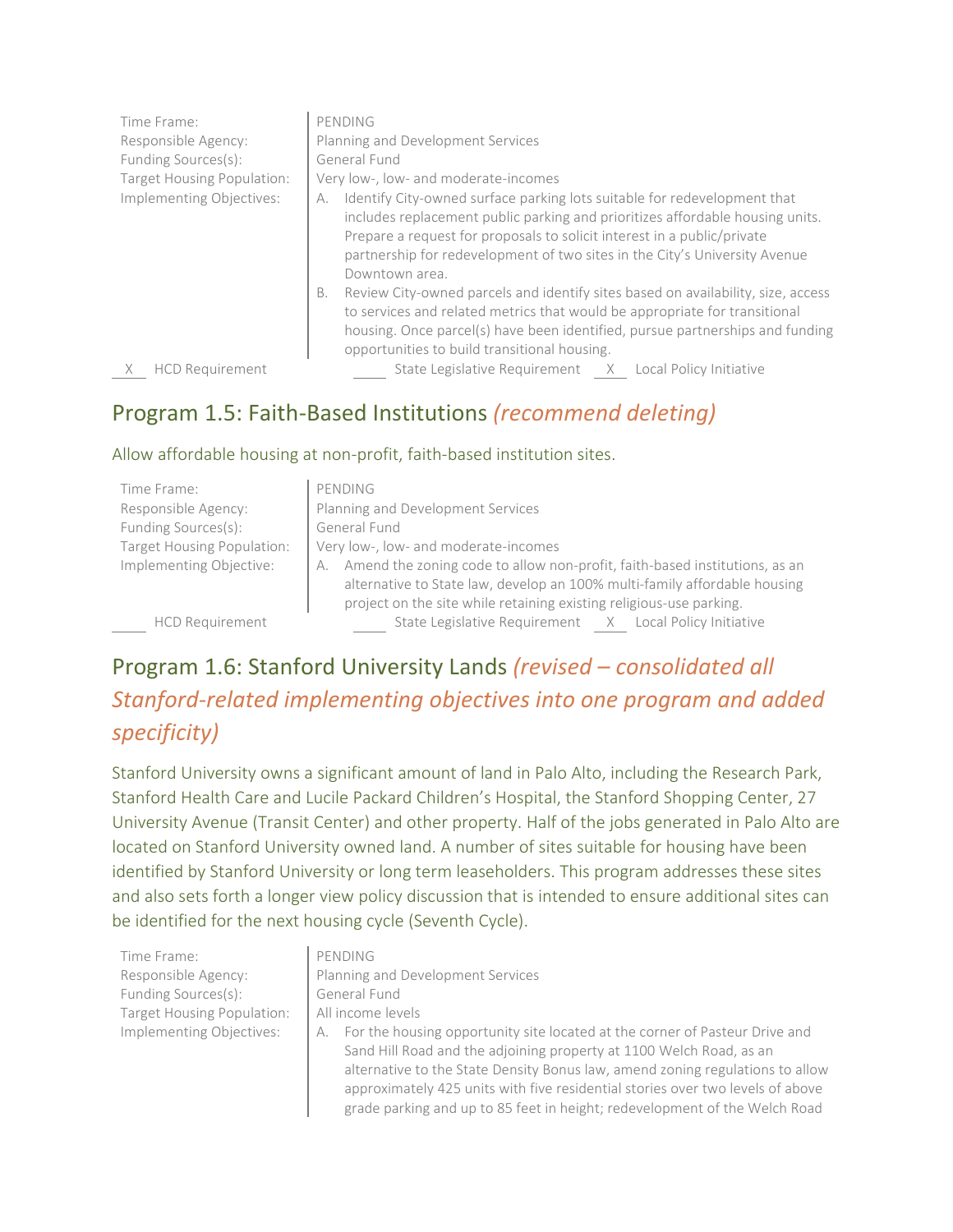Time Frame: PENDING
Responsible Agency: Planning and Development Services
Funding Sources(s): General Fund
Target Housing Population: Very low-, low- and moderate-incomes
Implementing Objectives:

A. Identify City-owned surface parking lots suitable for redevelopment that includes replacement public parking and prioritizes affordable housing units. Prepare a request for proposals to solicit interest in a public/private partnership for redevelopment of two sites in the City's University Avenue Downtown area.

B. Review City-owned parcels and identify sites based on availability, size, access to services and related metrics that would be appropriate for transitional housing. Once parcel(s) have been identified, pursue partnerships and funding opportunities to build transitional housing.

__X__ HCD Requirement ____ State Legislative Requirement __X__ Local Policy Initiative

## Program 1.5: Faith-Based Institutions *(recommend deleting)*

Allow affordable housing at non-profit, faith-based institution sites.

Time Frame: PENDING
Responsible Agency: Planning and Development Services
Funding Sources(s): General Fund
Target Housing Population: Very low-, low- and moderate-incomes
Implementing Objective:

A. Amend the zoning code to allow non-profit, faith-based institutions, as an alternative to State law, develop an 100% multi-family affordable housing project on the site while retaining existing religious-use parking.

____ HCD Requirement ____ State Legislative Requirement __X__ Local Policy Initiative

## Program 1.6: Stanford University Lands *(revised – consolidated all Stanford-related implementing objectives into one program and added specificity)*

Stanford University owns a significant amount of land in Palo Alto, including the Research Park, Stanford Health Care and Lucile Packard Children's Hospital, the Stanford Shopping Center, 27 University Avenue (Transit Center) and other property. Half of the jobs generated in Palo Alto are located on Stanford University owned land. A number of sites suitable for housing have been identified by Stanford University or long term leaseholders. This program addresses these sites and also sets forth a longer view policy discussion that is intended to ensure additional sites can be identified for the next housing cycle (Seventh Cycle).

Time Frame: PENDING
Responsible Agency: Planning and Development Services
Funding Sources(s): General Fund
Target Housing Population: All income levels
Implementing Objectives:

A. For the housing opportunity site located at the corner of Pasteur Drive and Sand Hill Road and the adjoining property at 1100 Welch Road, as an alternative to the State Density Bonus law, amend zoning regulations to allow approximately 425 units with five residential stories over two levels of above grade parking and up to 85 feet in height; redevelopment of the Welch Road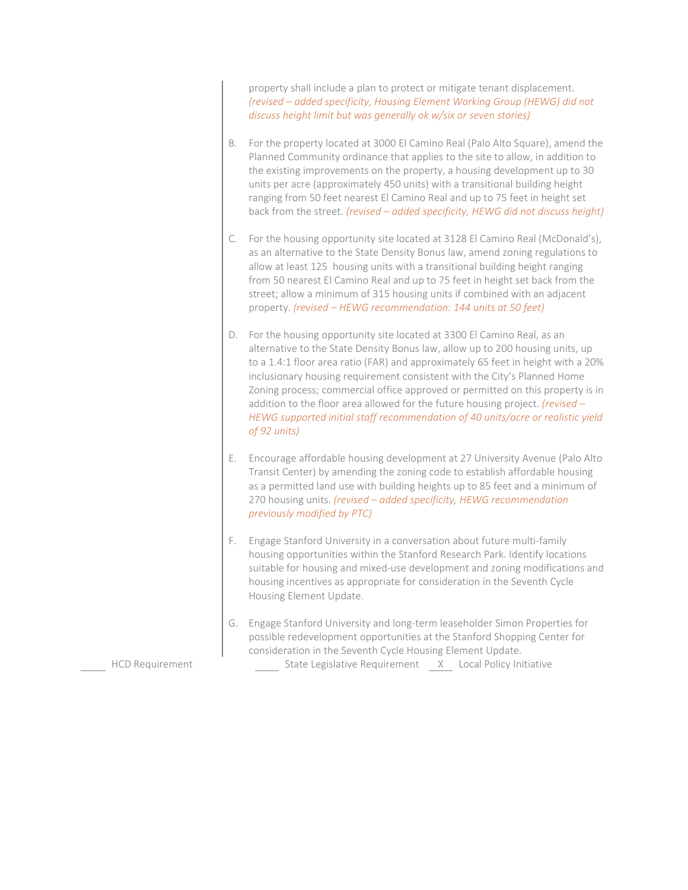property shall include a plan to protect or mitigate tenant displacement. *(revised – added specificity, Housing Element Working Group (HEWG) did not discuss height limit but was generally ok w/six or seven stories)*

B. For the property located at 3000 El Camino Real (Palo Alto Square), amend the Planned Community ordinance that applies to the site to allow, in addition to the existing improvements on the property, a housing development up to 30 units per acre (approximately 450 units) with a transitional building height ranging from 50 feet nearest El Camino Real and up to 75 feet in height set back from the street. *(revised – added specificity, HEWG did not discuss height)*

C. For the housing opportunity site located at 3128 El Camino Real (McDonald's), as an alternative to the State Density Bonus law, amend zoning regulations to allow at least 125 housing units with a transitional building height ranging from 50 nearest El Camino Real and up to 75 feet in height set back from the street; allow a minimum of 315 housing units if combined with an adjacent property. *(revised – HEWG recommendation: 144 units at 50 feet)*

D. For the housing opportunity site located at 3300 El Camino Real, as an alternative to the State Density Bonus law, allow up to 200 housing units, up to a 1.4:1 floor area ratio (FAR) and approximately 65 feet in height with a 20% inclusionary housing requirement consistent with the City's Planned Home Zoning process; commercial office approved or permitted on this property is in addition to the floor area allowed for the future housing project. *(revised – HEWG supported initial staff recommendation of 40 units/acre or realistic yield of 92 units)*

E. Encourage affordable housing development at 27 University Avenue (Palo Alto Transit Center) by amending the zoning code to establish affordable housing as a permitted land use with building heights up to 85 feet and a minimum of 270 housing units. *(revised – added specificity, HEWG recommendation previously modified by PTC)*

F. Engage Stanford University in a conversation about future multi-family housing opportunities within the Stanford Research Park. Identify locations suitable for housing and mixed-use development and zoning modifications and housing incentives as appropriate for consideration in the Seventh Cycle Housing Element Update.

G. Engage Stanford University and long-term leaseholder Simon Properties for possible redevelopment opportunities at the Stanford Shopping Center for consideration in the Seventh Cycle Housing Element Update.

_____ HCD Requirement _____ State Legislative Requirement __X__ Local Policy Initiative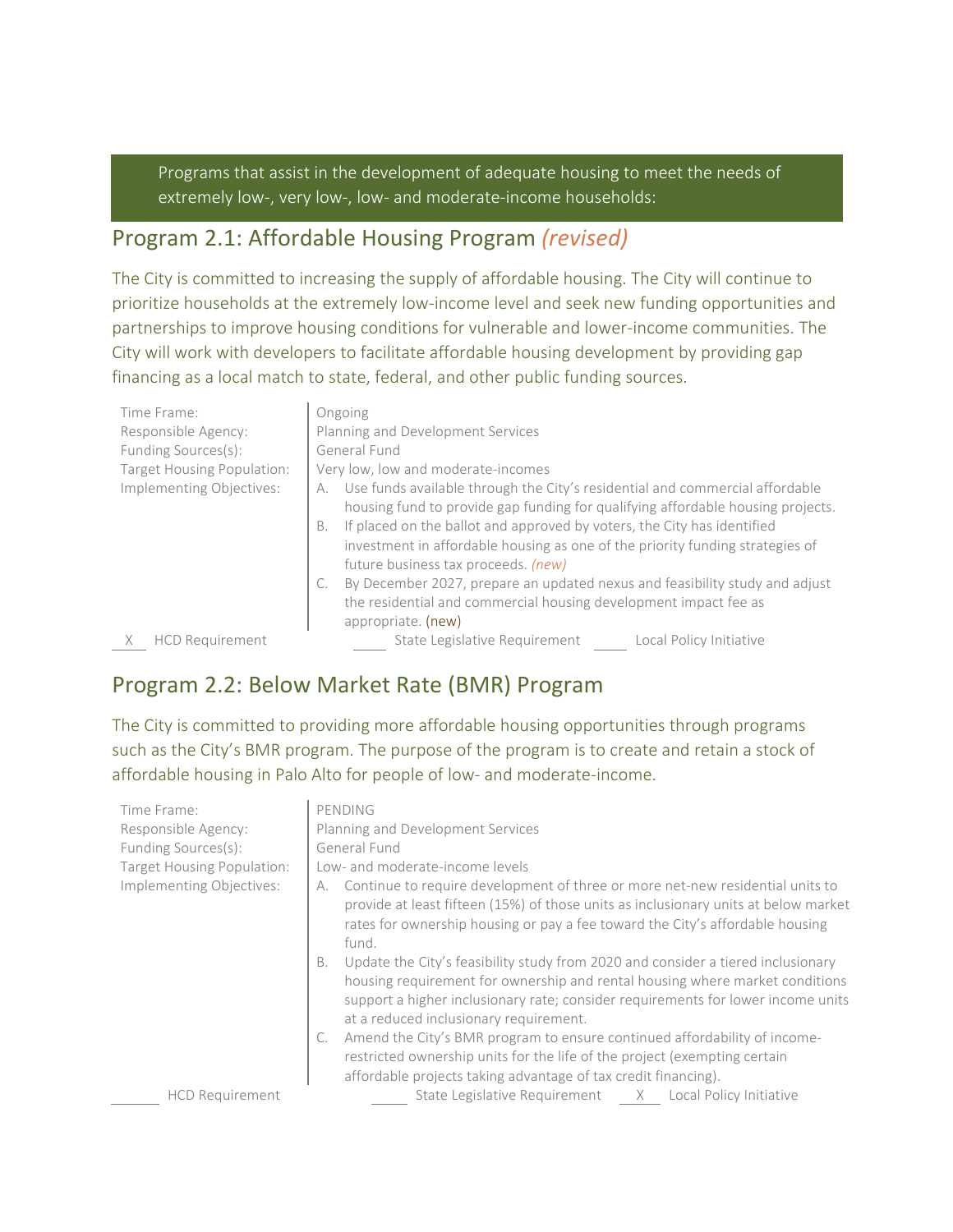Programs that assist in the development of adequate housing to meet the needs of extremely low-, very low-, low- and moderate-income households:

## Program 2.1: Affordable Housing Program *(revised)*

The City is committed to increasing the supply of affordable housing. The City will continue to prioritize households at the extremely low-income level and seek new funding opportunities and partnerships to improve housing conditions for vulnerable and lower-income communities. The City will work with developers to facilitate affordable housing development by providing gap financing as a local match to state, federal, and other public funding sources.

| | |
|---|---|
| Time Frame: | Ongoing |
| Responsible Agency: | Planning and Development Services |
| Funding Sources(s): | General Fund |
| Target Housing Population: | Very low, low and moderate-incomes |
| Implementing Objectives: | A. Use funds available through the City's residential and commercial affordable housing fund to provide gap funding for qualifying affordable housing projects.<br>B. If placed on the ballot and approved by voters, the City has identified investment in affordable housing as one of the priority funding strategies of future business tax proceeds. *(new)*<br>C. By December 2027, prepare an updated nexus and feasibility study and adjust the residential and commercial housing development impact fee as appropriate. (new) |

\_X\_ HCD Requirement　　\_\_\_\_ State Legislative Requirement　　\_\_\_\_ Local Policy Initiative

## Program 2.2: Below Market Rate (BMR) Program

The City is committed to providing more affordable housing opportunities through programs such as the City's BMR program. The purpose of the program is to create and retain a stock of affordable housing in Palo Alto for people of low- and moderate-income.

| | |
|---|---|
| Time Frame: | PENDING |
| Responsible Agency: | Planning and Development Services |
| Funding Sources(s): | General Fund |
| Target Housing Population: | Low- and moderate-income levels |
| Implementing Objectives: | A. Continue to require development of three or more net-new residential units to provide at least fifteen (15%) of those units as inclusionary units at below market rates for ownership housing or pay a fee toward the City's affordable housing fund.<br>B. Update the City's feasibility study from 2020 and consider a tiered inclusionary housing requirement for ownership and rental housing where market conditions support a higher inclusionary rate; consider requirements for lower income units at a reduced inclusionary requirement.<br>C. Amend the City's BMR program to ensure continued affordability of income-restricted ownership units for the life of the project (exempting certain affordable projects taking advantage of tax credit financing). |

\_\_\_\_ HCD Requirement　　\_\_\_\_ State Legislative Requirement　　\_X\_ Local Policy Initiative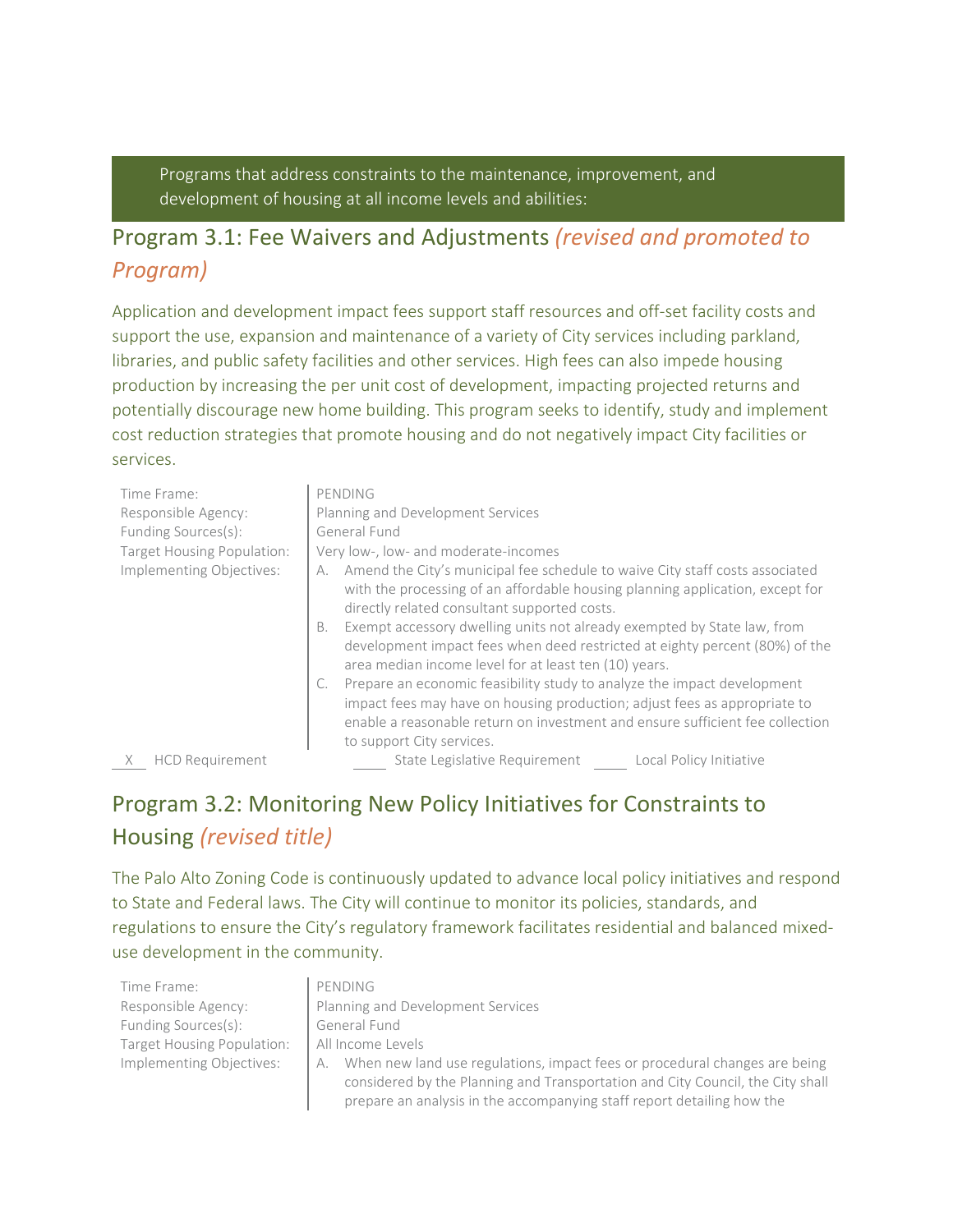Programs that address constraints to the maintenance, improvement, and development of housing at all income levels and abilities:

## Program 3.1: Fee Waivers and Adjustments *(revised and promoted to Program)*

Application and development impact fees support staff resources and off-set facility costs and support the use, expansion and maintenance of a variety of City services including parkland, libraries, and public safety facilities and other services. High fees can also impede housing production by increasing the per unit cost of development, impacting projected returns and potentially discourage new home building. This program seeks to identify, study and implement cost reduction strategies that promote housing and do not negatively impact City facilities or services.

| | |
|---|---|
| Time Frame: | PENDING |
| Responsible Agency: | Planning and Development Services |
| Funding Sources(s): | General Fund |
| Target Housing Population: | Very low-, low- and moderate-incomes |
| Implementing Objectives: | A. Amend the City's municipal fee schedule to waive City staff costs associated with the processing of an affordable housing planning application, except for directly related consultant supported costs.<br>B. Exempt accessory dwelling units not already exempted by State law, from development impact fees when deed restricted at eighty percent (80%) of the area median income level for at least ten (10) years.<br>C. Prepare an economic feasibility study to analyze the impact development impact fees may have on housing production; adjust fees as appropriate to enable a reasonable return on investment and ensure sufficient fee collection to support City services. |

\_X\_ HCD Requirement &nbsp;&nbsp;&nbsp; \_\_\_\_ State Legislative Requirement &nbsp;&nbsp;&nbsp; \_\_\_\_ Local Policy Initiative

## Program 3.2: Monitoring New Policy Initiatives for Constraints to Housing *(revised title)*

The Palo Alto Zoning Code is continuously updated to advance local policy initiatives and respond to State and Federal laws. The City will continue to monitor its policies, standards, and regulations to ensure the City's regulatory framework facilitates residential and balanced mixed-use development in the community.

| | |
|---|---|
| Time Frame: | PENDING |
| Responsible Agency: | Planning and Development Services |
| Funding Sources(s): | General Fund |
| Target Housing Population: | All Income Levels |
| Implementing Objectives: | A. When new land use regulations, impact fees or procedural changes are being considered by the Planning and Transportation and City Council, the City shall prepare an analysis in the accompanying staff report detailing how the |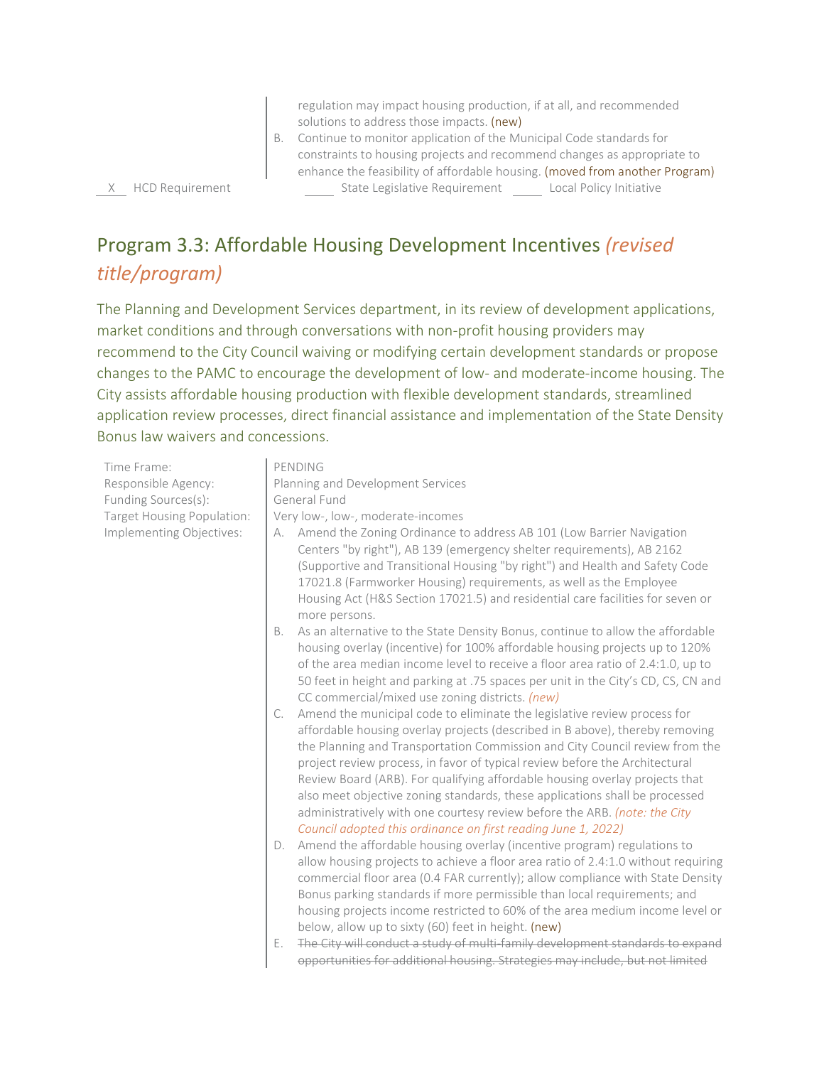regulation may impact housing production, if at all, and recommended solutions to address those impacts. (new)

B. Continue to monitor application of the Municipal Code standards for constraints to housing projects and recommend changes as appropriate to enhance the feasibility of affordable housing. (moved from another Program)

\_\_X\_\_ HCD Requirement     \_\_\_\_\_ State Legislative Requirement     \_\_\_\_\_ Local Policy Initiative

## Program 3.3: Affordable Housing Development Incentives *(revised title/program)*

The Planning and Development Services department, in its review of development applications, market conditions and through conversations with non-profit housing providers may recommend to the City Council waiving or modifying certain development standards or propose changes to the PAMC to encourage the development of low- and moderate-income housing. The City assists affordable housing production with flexible development standards, streamlined application review processes, direct financial assistance and implementation of the State Density Bonus law waivers and concessions.

Time Frame: PENDING

Responsible Agency: Planning and Development Services

Funding Sources(s): General Fund

Target Housing Population: Very low-, low-, moderate-incomes

Implementing Objectives:

A. Amend the Zoning Ordinance to address AB 101 (Low Barrier Navigation Centers "by right"), AB 139 (emergency shelter requirements), AB 2162 (Supportive and Transitional Housing "by right") and Health and Safety Code 17021.8 (Farmworker Housing) requirements, as well as the Employee Housing Act (H&S Section 17021.5) and residential care facilities for seven or more persons.

B. As an alternative to the State Density Bonus, continue to allow the affordable housing overlay (incentive) for 100% affordable housing projects up to 120% of the area median income level to receive a floor area ratio of 2.4:1.0, up to 50 feet in height and parking at .75 spaces per unit in the City's CD, CS, CN and CC commercial/mixed use zoning districts. *(new)*

C. Amend the municipal code to eliminate the legislative review process for affordable housing overlay projects (described in B above), thereby removing the Planning and Transportation Commission and City Council review from the project review process, in favor of typical review before the Architectural Review Board (ARB). For qualifying affordable housing overlay projects that also meet objective zoning standards, these applications shall be processed administratively with one courtesy review before the ARB. *(note: the City Council adopted this ordinance on first reading June 1, 2022)*

D. Amend the affordable housing overlay (incentive program) regulations to allow housing projects to achieve a floor area ratio of 2.4:1.0 without requiring commercial floor area (0.4 FAR currently); allow compliance with State Density Bonus parking standards if more permissible than local requirements; and housing projects income restricted to 60% of the area medium income level or below, allow up to sixty (60) feet in height. (new)

E. ~~The City will conduct a study of multi-family development standards to expand opportunities for additional housing. Strategies may include, but not limited~~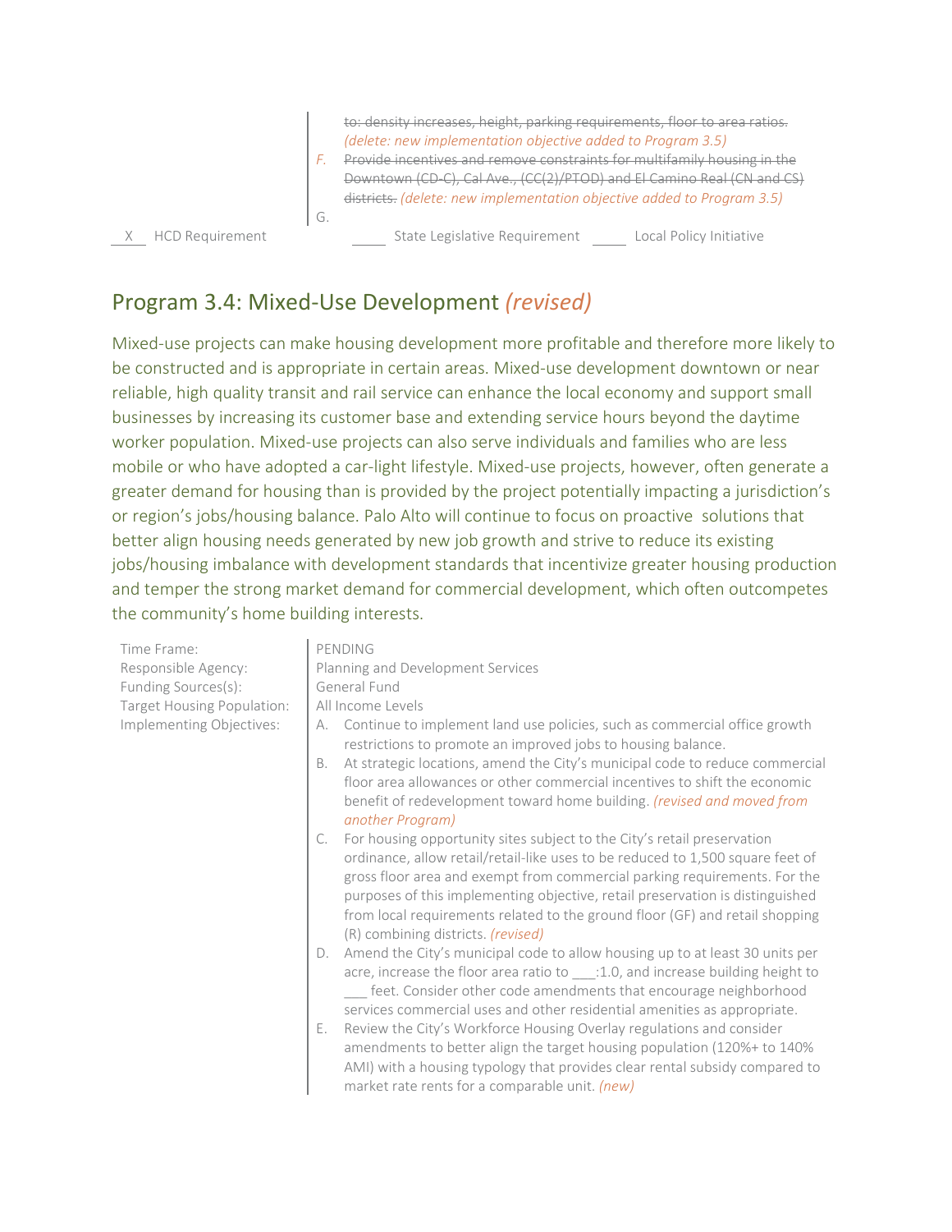~~to: density increases, height, parking requirements, floor to area ratios.~~ *(delete: new implementation objective added to Program 3.5)*

*F.* ~~Provide incentives and remove constraints for multifamily housing in the Downtown (CD-C), Cal Ave., (CC(2)/PTOD) and El Camino Real (CN and CS) districts.~~ *(delete: new implementation objective added to Program 3.5)*

G.

\_X\_ HCD Requirement    \_\_\_\_ State Legislative Requirement    \_\_\_\_ Local Policy Initiative

## Program 3.4: Mixed-Use Development *(revised)*

Mixed-use projects can make housing development more profitable and therefore more likely to be constructed and is appropriate in certain areas. Mixed-use development downtown or near reliable, high quality transit and rail service can enhance the local economy and support small businesses by increasing its customer base and extending service hours beyond the daytime worker population. Mixed-use projects can also serve individuals and families who are less mobile or who have adopted a car-light lifestyle. Mixed-use projects, however, often generate a greater demand for housing than is provided by the project potentially impacting a jurisdiction's or region's jobs/housing balance. Palo Alto will continue to focus on proactive solutions that better align housing needs generated by new job growth and strive to reduce its existing jobs/housing imbalance with development standards that incentivize greater housing production and temper the strong market demand for commercial development, which often outcompetes the community's home building interests.

Time Frame: PENDING

Responsible Agency: Planning and Development Services

Funding Sources(s): General Fund

Target Housing Population: All Income Levels

Implementing Objectives:

A. Continue to implement land use policies, such as commercial office growth restrictions to promote an improved jobs to housing balance.

B. At strategic locations, amend the City's municipal code to reduce commercial floor area allowances or other commercial incentives to shift the economic benefit of redevelopment toward home building. *(revised and moved from another Program)*

C. For housing opportunity sites subject to the City's retail preservation ordinance, allow retail/retail-like uses to be reduced to 1,500 square feet of gross floor area and exempt from commercial parking requirements. For the purposes of this implementing objective, retail preservation is distinguished from local requirements related to the ground floor (GF) and retail shopping (R) combining districts. *(revised)*

D. Amend the City's municipal code to allow housing up to at least 30 units per acre, increase the floor area ratio to \_\_\_:1.0, and increase building height to \_\_\_ feet. Consider other code amendments that encourage neighborhood services commercial uses and other residential amenities as appropriate.

E. Review the City's Workforce Housing Overlay regulations and consider amendments to better align the target housing population (120%+ to 140% AMI) with a housing typology that provides clear rental subsidy compared to market rate rents for a comparable unit. *(new)*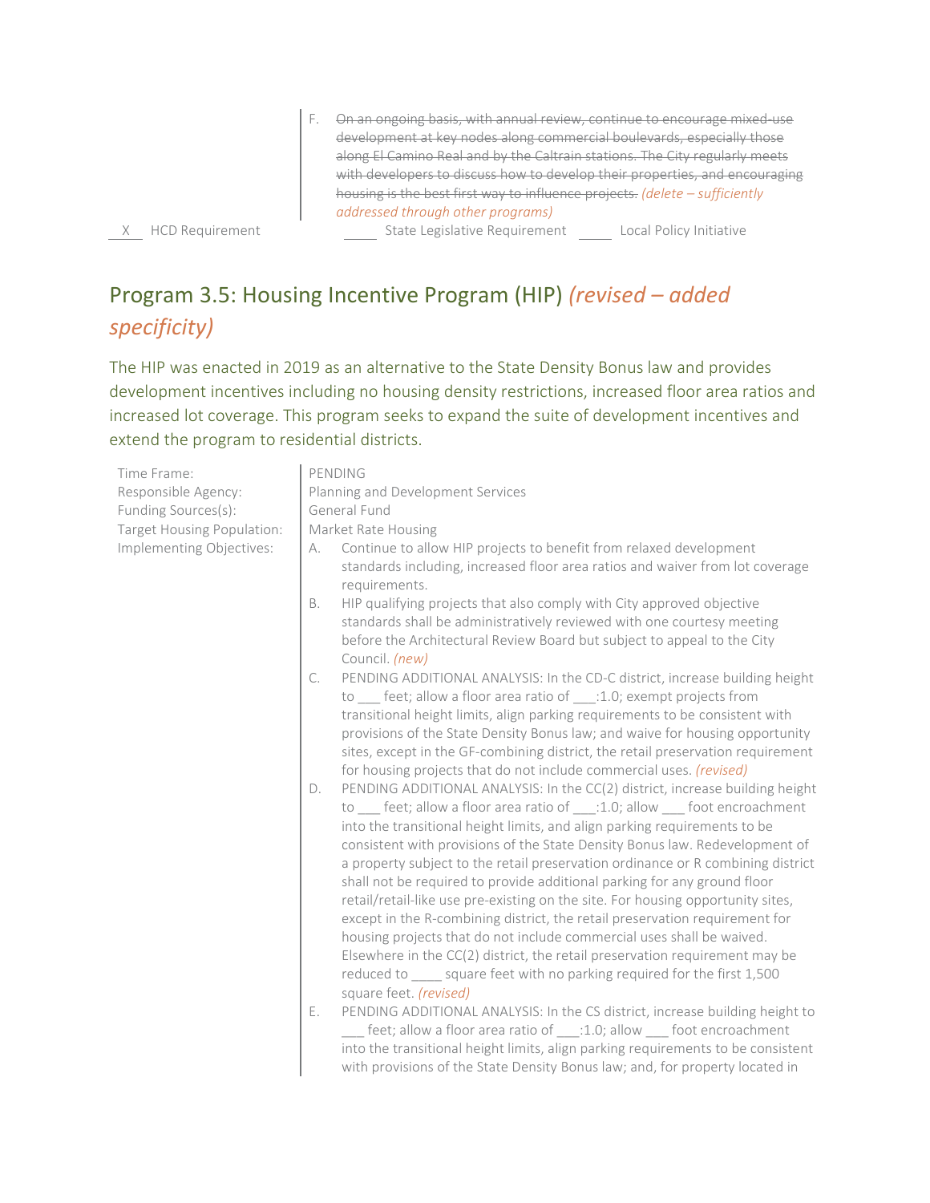F. ~~On an ongoing basis, with annual review, continue to encourage mixed-use development at key nodes along commercial boulevards, especially those along El Camino Real and by the Caltrain stations. The City regularly meets with developers to discuss how to develop their properties, and encouraging housing is the best first way to influence projects.~~ *(delete – sufficiently addressed through other programs)*

\_\_X\_\_ HCD Requirement \_\_\_\_\_ State Legislative Requirement \_\_\_\_\_ Local Policy Initiative

## Program 3.5: Housing Incentive Program (HIP) *(revised – added specificity)*

The HIP was enacted in 2019 as an alternative to the State Density Bonus law and provides development incentives including no housing density restrictions, increased floor area ratios and increased lot coverage. This program seeks to expand the suite of development incentives and extend the program to residential districts.

Time Frame: PENDING

Responsible Agency: Planning and Development Services

Funding Sources(s): General Fund

Target Housing Population: Market Rate Housing

Implementing Objectives:

A. Continue to allow HIP projects to benefit from relaxed development standards including, increased floor area ratios and waiver from lot coverage requirements.

B. HIP qualifying projects that also comply with City approved objective standards shall be administratively reviewed with one courtesy meeting before the Architectural Review Board but subject to appeal to the City Council. *(new)*

C. PENDING ADDITIONAL ANALYSIS: In the CD-C district, increase building height to \_\_\_ feet; allow a floor area ratio of \_\_\_:1.0; exempt projects from transitional height limits, align parking requirements to be consistent with provisions of the State Density Bonus law; and waive for housing opportunity sites, except in the GF-combining district, the retail preservation requirement for housing projects that do not include commercial uses. *(revised)*

D. PENDING ADDITIONAL ANALYSIS: In the CC(2) district, increase building height to \_\_\_ feet; allow a floor area ratio of \_\_\_:1.0; allow \_\_\_ foot encroachment into the transitional height limits, and align parking requirements to be consistent with provisions of the State Density Bonus law. Redevelopment of a property subject to the retail preservation ordinance or R combining district shall not be required to provide additional parking for any ground floor retail/retail-like use pre-existing on the site. For housing opportunity sites, except in the R-combining district, the retail preservation requirement for housing projects that do not include commercial uses shall be waived. Elsewhere in the CC(2) district, the retail preservation requirement may be reduced to \_\_\_\_ square feet with no parking required for the first 1,500 square feet. *(revised)*

E. PENDING ADDITIONAL ANALYSIS: In the CS district, increase building height to \_\_\_ feet; allow a floor area ratio of \_\_\_:1.0; allow \_\_\_ foot encroachment into the transitional height limits, align parking requirements to be consistent with provisions of the State Density Bonus law; and, for property located in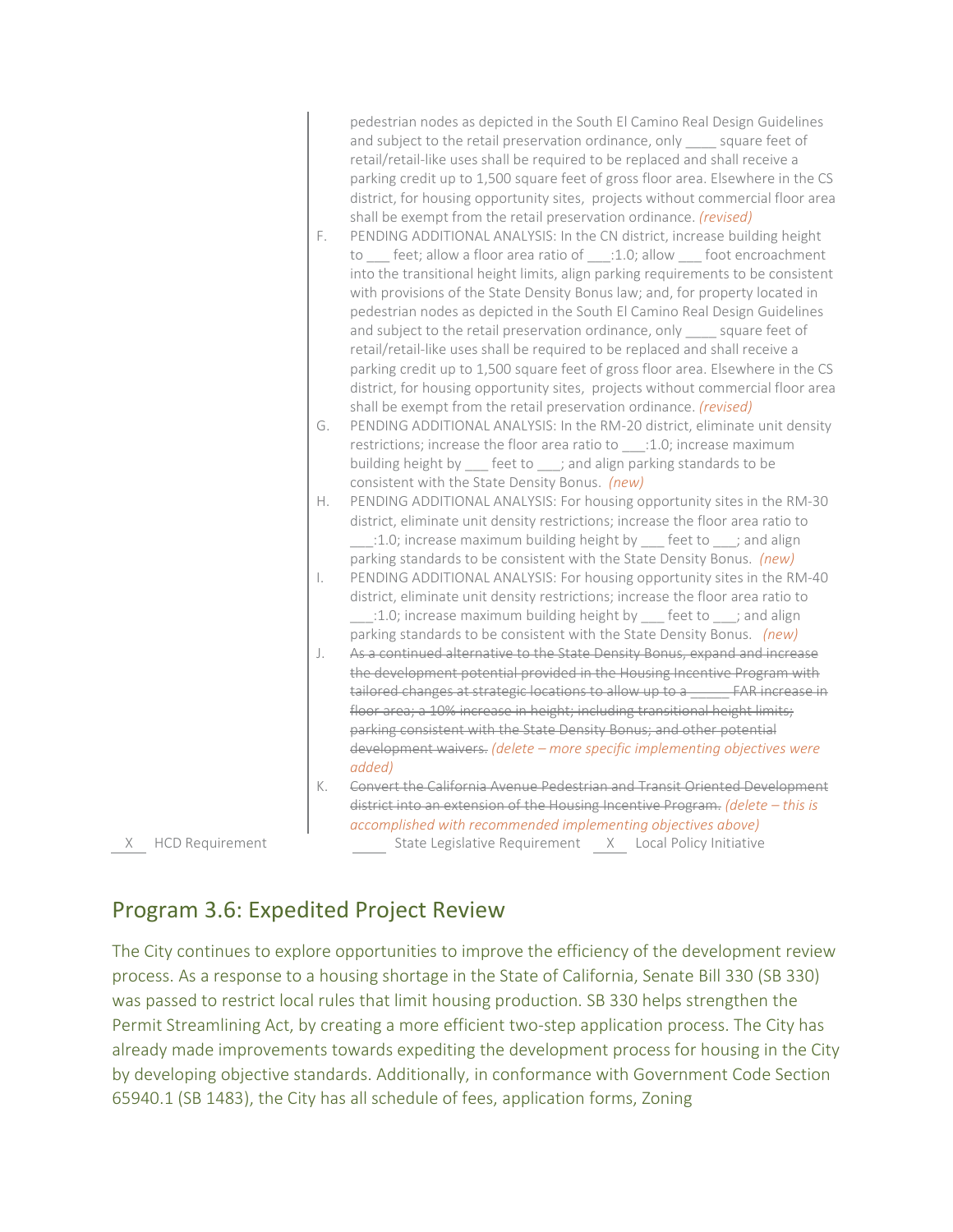pedestrian nodes as depicted in the South El Camino Real Design Guidelines and subject to the retail preservation ordinance, only ____ square feet of retail/retail-like uses shall be required to be replaced and shall receive a parking credit up to 1,500 square feet of gross floor area. Elsewhere in the CS district, for housing opportunity sites, projects without commercial floor area shall be exempt from the retail preservation ordinance. *(revised)*

F. PENDING ADDITIONAL ANALYSIS: In the CN district, increase building height to ___ feet; allow a floor area ratio of ___:1.0; allow ___ foot encroachment into the transitional height limits, align parking requirements to be consistent with provisions of the State Density Bonus law; and, for property located in pedestrian nodes as depicted in the South El Camino Real Design Guidelines and subject to the retail preservation ordinance, only ____ square feet of retail/retail-like uses shall be required to be replaced and shall receive a parking credit up to 1,500 square feet of gross floor area. Elsewhere in the CS district, for housing opportunity sites, projects without commercial floor area shall be exempt from the retail preservation ordinance. *(revised)*

G. PENDING ADDITIONAL ANALYSIS: In the RM-20 district, eliminate unit density restrictions; increase the floor area ratio to ___:1.0; increase maximum building height by ___ feet to ___; and align parking standards to be consistent with the State Density Bonus. *(new)*

H. PENDING ADDITIONAL ANALYSIS: For housing opportunity sites in the RM-30 district, eliminate unit density restrictions; increase the floor area ratio to ___:1.0; increase maximum building height by ___ feet to ___; and align parking standards to be consistent with the State Density Bonus. *(new)*

I. PENDING ADDITIONAL ANALYSIS: For housing opportunity sites in the RM-40 district, eliminate unit density restrictions; increase the floor area ratio to ___:1.0; increase maximum building height by ___ feet to ___; and align parking standards to be consistent with the State Density Bonus. *(new)*

J. ~~As a continued alternative to the State Density Bonus, expand and increase the development potential provided in the Housing Incentive Program with tailored changes at strategic locations to allow up to a _____ FAR increase in floor area; a 10% increase in height; including transitional height limits; parking consistent with the State Density Bonus; and other potential development waivers.~~ *(delete – more specific implementing objectives were added)*

K. ~~Convert the California Avenue Pedestrian and Transit Oriented Development district into an extension of the Housing Incentive Program.~~ *(delete – this is accomplished with recommended implementing objectives above)*

\_X\_ HCD Requirement &nbsp;&nbsp;&nbsp; \_\_\_ State Legislative Requirement &nbsp;&nbsp;&nbsp; \_X\_ Local Policy Initiative

## Program 3.6: Expedited Project Review

The City continues to explore opportunities to improve the efficiency of the development review process. As a response to a housing shortage in the State of California, Senate Bill 330 (SB 330) was passed to restrict local rules that limit housing production. SB 330 helps strengthen the Permit Streamlining Act, by creating a more efficient two-step application process. The City has already made improvements towards expediting the development process for housing in the City by developing objective standards. Additionally, in conformance with Government Code Section 65940.1 (SB 1483), the City has all schedule of fees, application forms, Zoning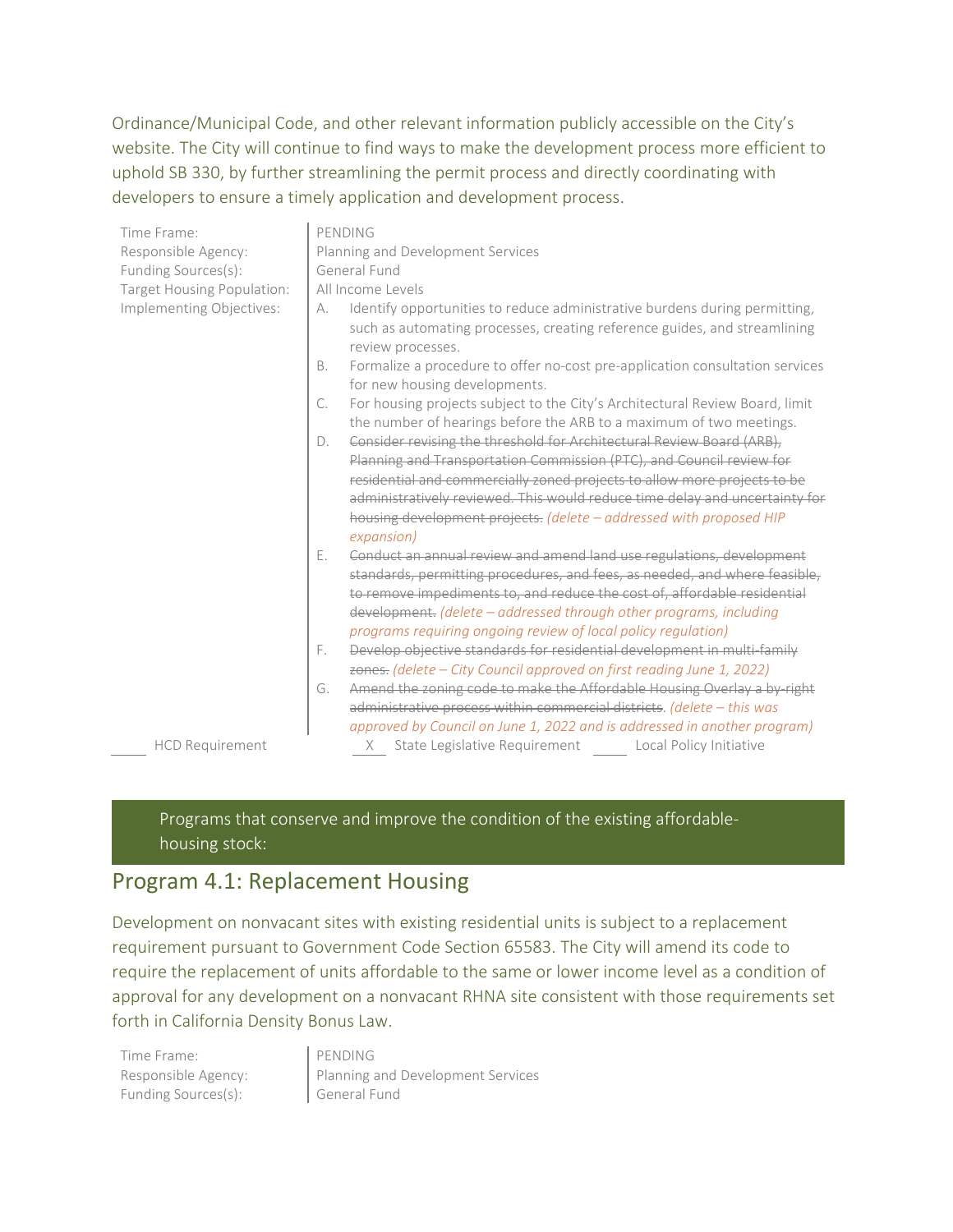Ordinance/Municipal Code, and other relevant information publicly accessible on the City's website. The City will continue to find ways to make the development process more efficient to uphold SB 330, by further streamlining the permit process and directly coordinating with developers to ensure a timely application and development process.

| | |
|---|---|
| Time Frame: | PENDING |
| Responsible Agency: | Planning and Development Services |
| Funding Sources(s): | General Fund |
| Target Housing Population: | All Income Levels |
| Implementing Objectives: | A. Identify opportunities to reduce administrative burdens during permitting, such as automating processes, creating reference guides, and streamlining review processes.<br>B. Formalize a procedure to offer no-cost pre-application consultation services for new housing developments.<br>C. For housing projects subject to the City's Architectural Review Board, limit the number of hearings before the ARB to a maximum of two meetings.<br>D. ~~Consider revising the threshold for Architectural Review Board (ARB), Planning and Transportation Commission (PTC), and Council review for residential and commercially zoned projects to allow more projects to be administratively reviewed. This would reduce time delay and uncertainty for housing development projects.~~ *(delete – addressed with proposed HIP expansion)*<br>E. ~~Conduct an annual review and amend land use regulations, development standards, permitting procedures, and fees, as needed, and where feasible, to remove impediments to, and reduce the cost of, affordable residential development.~~ *(delete – addressed through other programs, including programs requiring ongoing review of local policy regulation)*<br>F. ~~Develop objective standards for residential development in multi-family zones.~~ *(delete – City Council approved on first reading June 1, 2022)*<br>G. ~~Amend the zoning code to make the Affordable Housing Overlay a by-right administrative process within commercial districts~~. *(delete – this was approved by Council on June 1, 2022 and is addressed in another program)* |

\_\_\_\_ HCD Requirement  \_X\_ State Legislative Requirement  \_\_\_\_ Local Policy Initiative

**Programs that conserve and improve the condition of the existing affordable-housing stock:**

## Program 4.1: Replacement Housing

Development on nonvacant sites with existing residential units is subject to a replacement requirement pursuant to Government Code Section 65583. The City will amend its code to require the replacement of units affordable to the same or lower income level as a condition of approval for any development on a nonvacant RHNA site consistent with those requirements set forth in California Density Bonus Law.

| | |
|---|---|
| Time Frame: | PENDING |
| Responsible Agency: | Planning and Development Services |
| Funding Sources(s): | General Fund |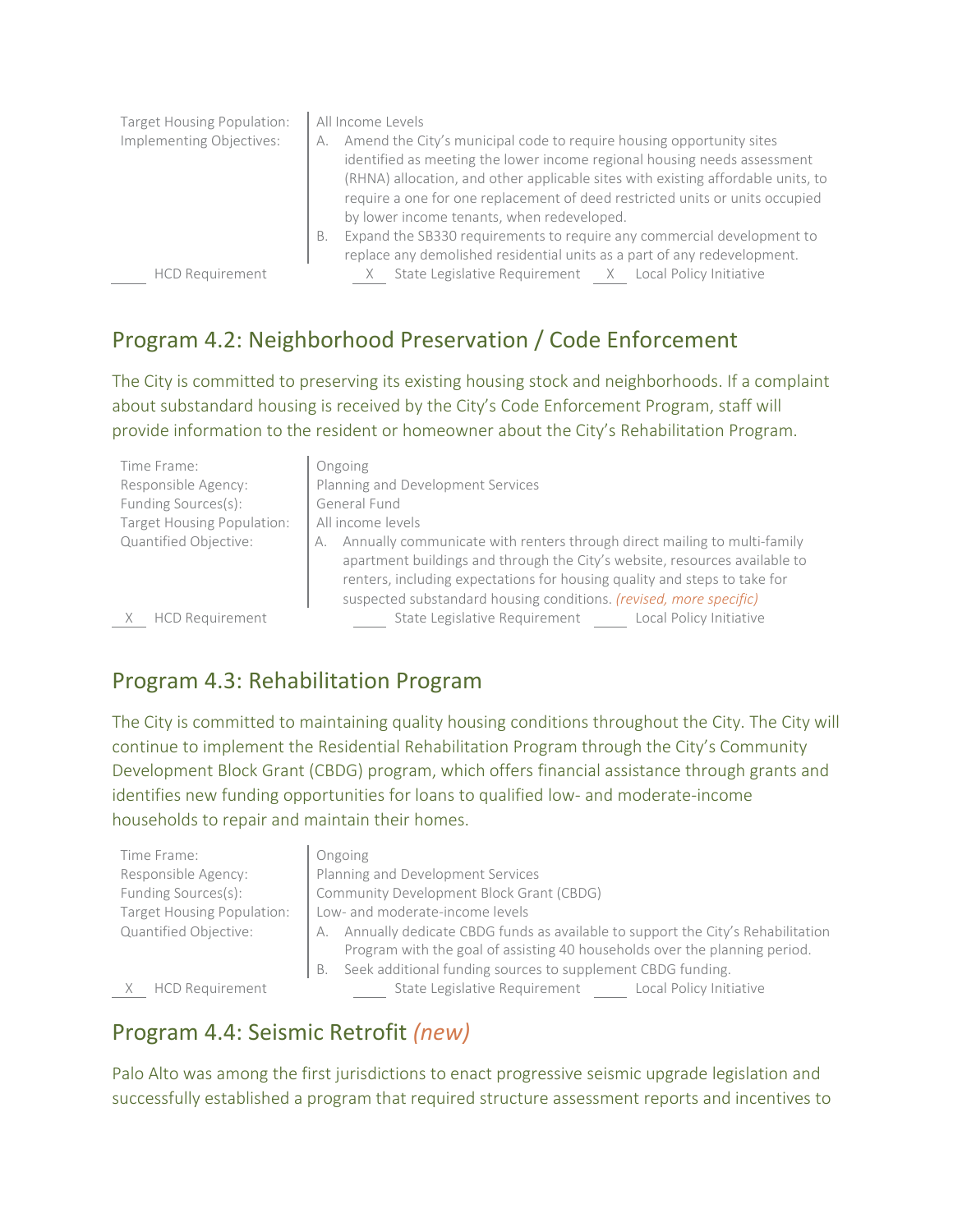Target Housing Population: All Income Levels

Implementing Objectives:

A. Amend the City's municipal code to require housing opportunity sites identified as meeting the lower income regional housing needs assessment (RHNA) allocation, and other applicable sites with existing affordable units, to require a one for one replacement of deed restricted units or units occupied by lower income tenants, when redeveloped.

B. Expand the SB330 requirements to require any commercial development to replace any demolished residential units as a part of any redevelopment.

___ HCD Requirement  _X_ State Legislative Requirement  _X_ Local Policy Initiative

## Program 4.2: Neighborhood Preservation / Code Enforcement

The City is committed to preserving its existing housing stock and neighborhoods. If a complaint about substandard housing is received by the City's Code Enforcement Program, staff will provide information to the resident or homeowner about the City's Rehabilitation Program.

| | |
|---|---|
| Time Frame: | Ongoing |
| Responsible Agency: | Planning and Development Services |
| Funding Sources(s): | General Fund |
| Target Housing Population: | All income levels |
| Quantified Objective: | A. Annually communicate with renters through direct mailing to multi-family apartment buildings and through the City's website, resources available to renters, including expectations for housing quality and steps to take for suspected substandard housing conditions. *(revised, more specific)* |

_X_ HCD Requirement  ___ State Legislative Requirement  ___ Local Policy Initiative

## Program 4.3: Rehabilitation Program

The City is committed to maintaining quality housing conditions throughout the City. The City will continue to implement the Residential Rehabilitation Program through the City's Community Development Block Grant (CBDG) program, which offers financial assistance through grants and identifies new funding opportunities for loans to qualified low- and moderate-income households to repair and maintain their homes.

| | |
|---|---|
| Time Frame: | Ongoing |
| Responsible Agency: | Planning and Development Services |
| Funding Sources(s): | Community Development Block Grant (CBDG) |
| Target Housing Population: | Low- and moderate-income levels |
| Quantified Objective: | A. Annually dedicate CBDG funds as available to support the City's Rehabilitation Program with the goal of assisting 40 households over the planning period.<br>B. Seek additional funding sources to supplement CBDG funding. |

_X_ HCD Requirement  ___ State Legislative Requirement  ___ Local Policy Initiative

## Program 4.4: Seismic Retrofit *(new)*

Palo Alto was among the first jurisdictions to enact progressive seismic upgrade legislation and successfully established a program that required structure assessment reports and incentives to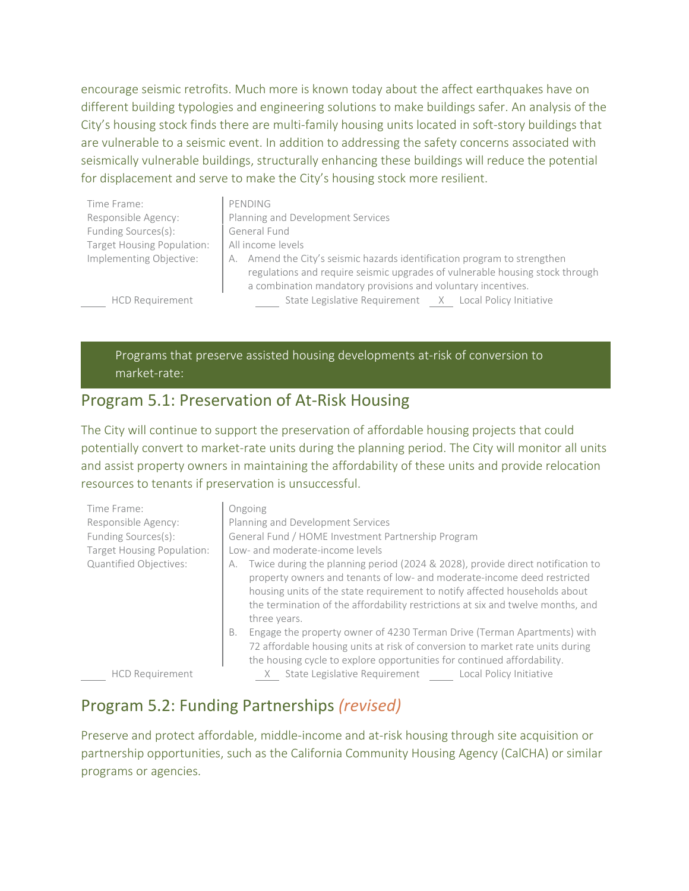encourage seismic retrofits. Much more is known today about the affect earthquakes have on different building typologies and engineering solutions to make buildings safer. An analysis of the City's housing stock finds there are multi-family housing units located in soft-story buildings that are vulnerable to a seismic event. In addition to addressing the safety concerns associated with seismically vulnerable buildings, structurally enhancing these buildings will reduce the potential for displacement and serve to make the City's housing stock more resilient.

| | |
|---|---|
| Time Frame: | PENDING |
| Responsible Agency: | Planning and Development Services |
| Funding Sources(s): | General Fund |
| Target Housing Population: | All income levels |
| Implementing Objective: | A. Amend the City's seismic hazards identification program to strengthen regulations and require seismic upgrades of vulnerable housing stock through a combination mandatory provisions and voluntary incentives. |

___ HCD Requirement ___ State Legislative Requirement _X_ Local Policy Initiative

**Programs that preserve assisted housing developments at-risk of conversion to market-rate:**

## Program 5.1: Preservation of At-Risk Housing

The City will continue to support the preservation of affordable housing projects that could potentially convert to market-rate units during the planning period. The City will monitor all units and assist property owners in maintaining the affordability of these units and provide relocation resources to tenants if preservation is unsuccessful.

| | |
|---|---|
| Time Frame: | Ongoing |
| Responsible Agency: | Planning and Development Services |
| Funding Sources(s): | General Fund / HOME Investment Partnership Program |
| Target Housing Population: | Low- and moderate-income levels |
| Quantified Objectives: | A. Twice during the planning period (2024 & 2028), provide direct notification to property owners and tenants of low- and moderate-income deed restricted housing units of the state requirement to notify affected households about the termination of the affordability restrictions at six and twelve months, and three years.<br>B. Engage the property owner of 4230 Terman Drive (Terman Apartments) with 72 affordable housing units at risk of conversion to market rate units during the housing cycle to explore opportunities for continued affordability. |

___ HCD Requirement _X_ State Legislative Requirement ___ Local Policy Initiative

## Program 5.2: Funding Partnerships *(revised)*

Preserve and protect affordable, middle-income and at-risk housing through site acquisition or partnership opportunities, such as the California Community Housing Agency (CalCHA) or similar programs or agencies.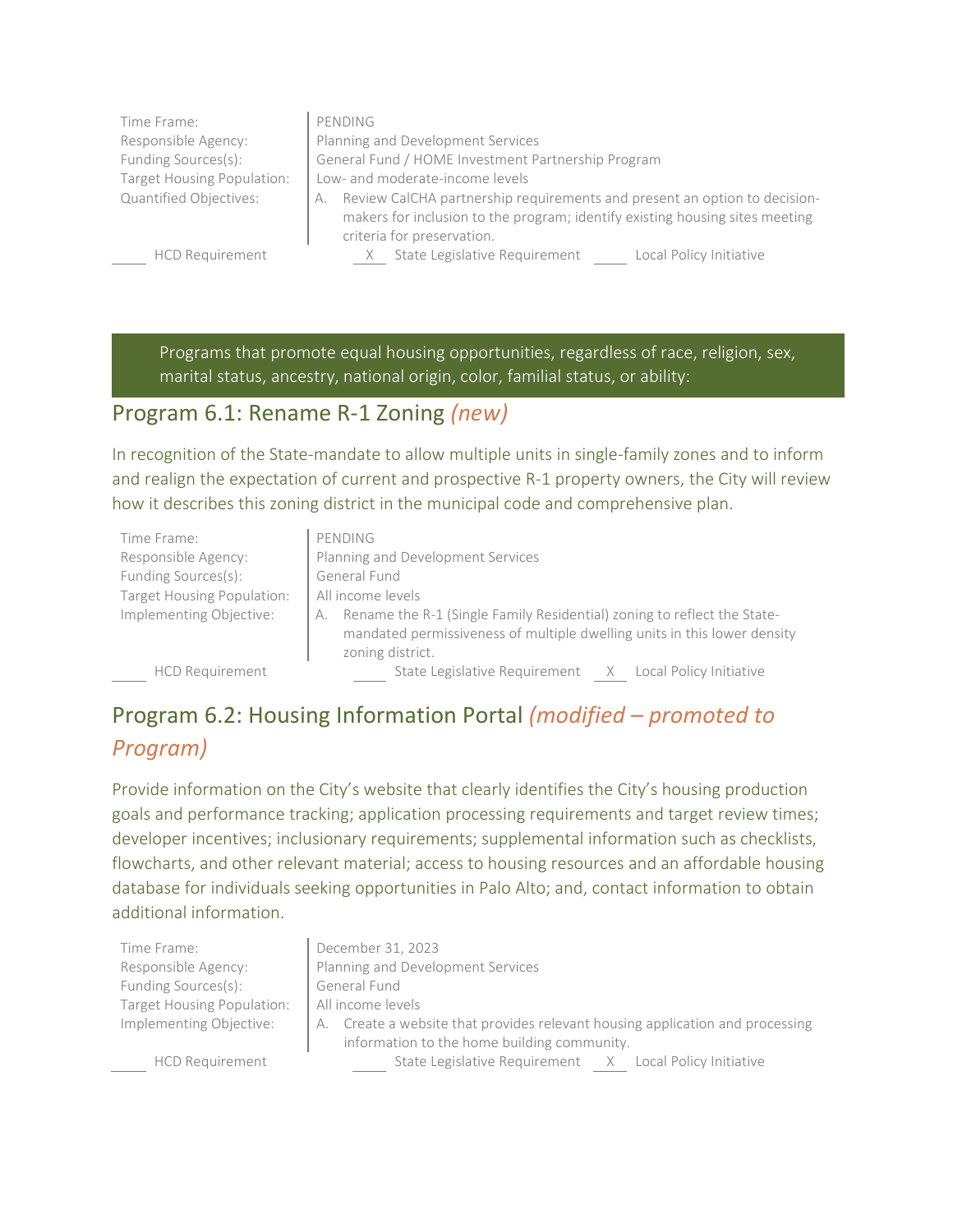| | |
|---|---|
| Time Frame: | PENDING |
| Responsible Agency: | Planning and Development Services |
| Funding Sources(s): | General Fund / HOME Investment Partnership Program |
| Target Housing Population: | Low- and moderate-income levels |
| Quantified Objectives: | A. Review CalCHA partnership requirements and present an option to decision-makers for inclusion to the program; identify existing housing sites meeting criteria for preservation. |

____ HCD Requirement &nbsp;&nbsp;&nbsp; _X_ State Legislative Requirement &nbsp;&nbsp;&nbsp; ____ Local Policy Initiative

**Programs that promote equal housing opportunities, regardless of race, religion, sex, marital status, ancestry, national origin, color, familial status, or ability:**

## Program 6.1: Rename R-1 Zoning *(new)*

In recognition of the State-mandate to allow multiple units in single-family zones and to inform and realign the expectation of current and prospective R-1 property owners, the City will review how it describes this zoning district in the municipal code and comprehensive plan.

| | |
|---|---|
| Time Frame: | PENDING |
| Responsible Agency: | Planning and Development Services |
| Funding Sources(s): | General Fund |
| Target Housing Population: | All income levels |
| Implementing Objective: | A. Rename the R-1 (Single Family Residential) zoning to reflect the State-mandated permissiveness of multiple dwelling units in this lower density zoning district. |

____ HCD Requirement &nbsp;&nbsp;&nbsp; ____ State Legislative Requirement &nbsp;&nbsp;&nbsp; _X_ Local Policy Initiative

## Program 6.2: Housing Information Portal *(modified – promoted to Program)*

Provide information on the City's website that clearly identifies the City's housing production goals and performance tracking; application processing requirements and target review times; developer incentives; inclusionary requirements; supplemental information such as checklists, flowcharts, and other relevant material; access to housing resources and an affordable housing database for individuals seeking opportunities in Palo Alto; and, contact information to obtain additional information.

| | |
|---|---|
| Time Frame: | December 31, 2023 |
| Responsible Agency: | Planning and Development Services |
| Funding Sources(s): | General Fund |
| Target Housing Population: | All income levels |
| Implementing Objective: | A. Create a website that provides relevant housing application and processing information to the home building community. |

____ HCD Requirement &nbsp;&nbsp;&nbsp; ____ State Legislative Requirement &nbsp;&nbsp;&nbsp; _X_ Local Policy Initiative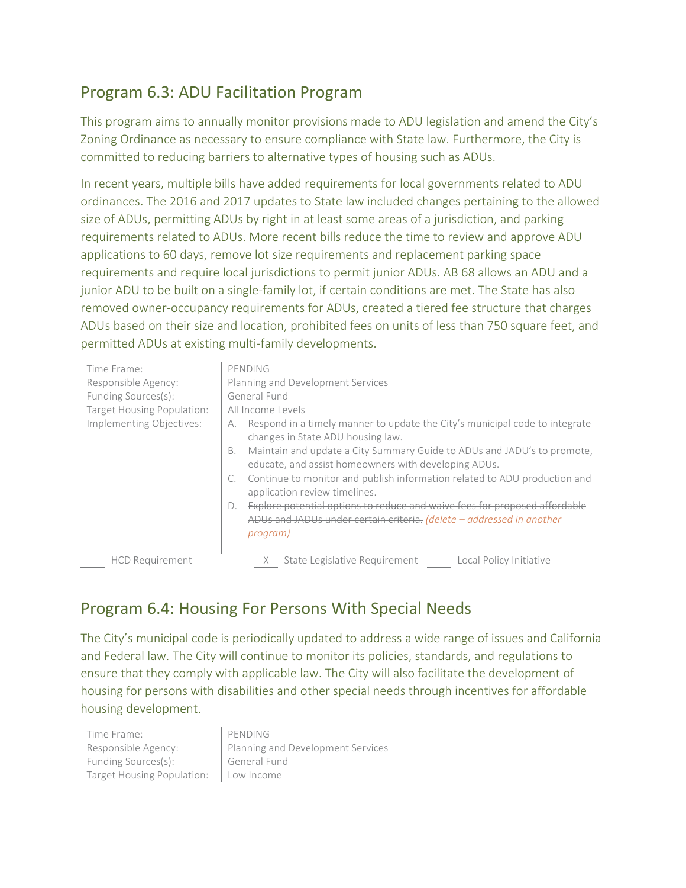## Program 6.3: ADU Facilitation Program

This program aims to annually monitor provisions made to ADU legislation and amend the City's Zoning Ordinance as necessary to ensure compliance with State law. Furthermore, the City is committed to reducing barriers to alternative types of housing such as ADUs.

In recent years, multiple bills have added requirements for local governments related to ADU ordinances. The 2016 and 2017 updates to State law included changes pertaining to the allowed size of ADUs, permitting ADUs by right in at least some areas of a jurisdiction, and parking requirements related to ADUs. More recent bills reduce the time to review and approve ADU applications to 60 days, remove lot size requirements and replacement parking space requirements and require local jurisdictions to permit junior ADUs. AB 68 allows an ADU and a junior ADU to be built on a single-family lot, if certain conditions are met. The State has also removed owner-occupancy requirements for ADUs, created a tiered fee structure that charges ADUs based on their size and location, prohibited fees on units of less than 750 square feet, and permitted ADUs at existing multi-family developments.

| | |
|---|---|
| Time Frame: | PENDING |
| Responsible Agency: | Planning and Development Services |
| Funding Sources(s): | General Fund |
| Target Housing Population: | All Income Levels |
| Implementing Objectives: | A. Respond in a timely manner to update the City's municipal code to integrate changes in State ADU housing law.<br>B. Maintain and update a City Summary Guide to ADUs and JADU's to promote, educate, and assist homeowners with developing ADUs.<br>C. Continue to monitor and publish information related to ADU production and application review timelines.<br>D. ~~Explore potential options to reduce and waive fees for proposed affordable ADUs and JADUs under certain criteria.~~ *(delete – addressed in another program)* |

\_\_\_\_ HCD Requirement &nbsp;&nbsp;&nbsp; \_X\_ State Legislative Requirement &nbsp;&nbsp;&nbsp; \_\_\_\_ Local Policy Initiative

## Program 6.4: Housing For Persons With Special Needs

The City's municipal code is periodically updated to address a wide range of issues and California and Federal law. The City will continue to monitor its policies, standards, and regulations to ensure that they comply with applicable law. The City will also facilitate the development of housing for persons with disabilities and other special needs through incentives for affordable housing development.

| | |
|---|---|
| Time Frame: | PENDING |
| Responsible Agency: | Planning and Development Services |
| Funding Sources(s): | General Fund |
| Target Housing Population: | Low Income |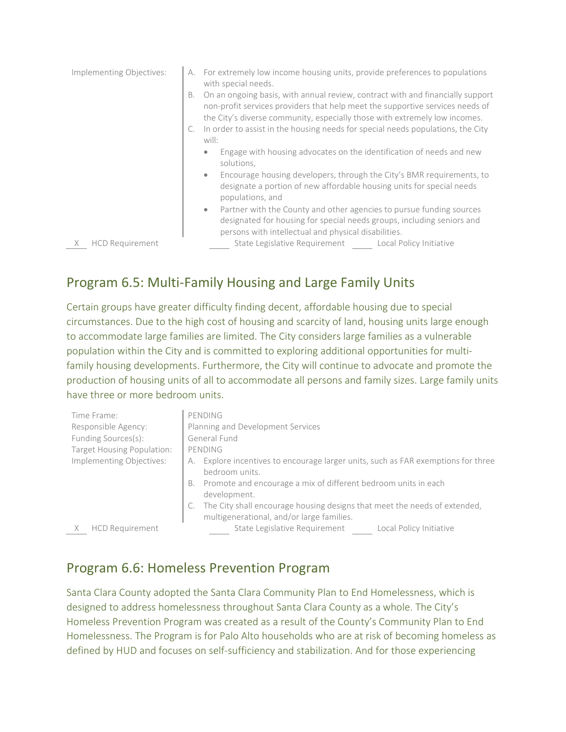Implementing Objectives:

A. For extremely low income housing units, provide preferences to populations with special needs.
B. On an ongoing basis, with annual review, contract with and financially support non-profit services providers that help meet the supportive services needs of the City's diverse community, especially those with extremely low incomes.
C. In order to assist in the housing needs for special needs populations, the City will:
   - Engage with housing advocates on the identification of needs and new solutions,
   - Encourage housing developers, through the City's BMR requirements, to designate a portion of new affordable housing units for special needs populations, and
   - Partner with the County and other agencies to pursue funding sources designated for housing for special needs groups, including seniors and persons with intellectual and physical disabilities.

\_\_X\_\_ HCD Requirement \_\_\_\_\_ State Legislative Requirement \_\_\_\_\_ Local Policy Initiative

## Program 6.5: Multi-Family Housing and Large Family Units

Certain groups have greater difficulty finding decent, affordable housing due to special circumstances. Due to the high cost of housing and scarcity of land, housing units large enough to accommodate large families are limited. The City considers large families as a vulnerable population within the City and is committed to exploring additional opportunities for multi-family housing developments. Furthermore, the City will continue to advocate and promote the production of housing units of all to accommodate all persons and family sizes. Large family units have three or more bedroom units.

| | |
|---|---|
| Time Frame: | PENDING |
| Responsible Agency: | Planning and Development Services |
| Funding Sources(s): | General Fund |
| Target Housing Population: | PENDING |
| Implementing Objectives: | A. Explore incentives to encourage larger units, such as FAR exemptions for three bedroom units.<br>B. Promote and encourage a mix of different bedroom units in each development.<br>C. The City shall encourage housing designs that meet the needs of extended, multigenerational, and/or large families. |

\_\_X\_\_ HCD Requirement \_\_\_\_\_ State Legislative Requirement \_\_\_\_\_ Local Policy Initiative

## Program 6.6: Homeless Prevention Program

Santa Clara County adopted the Santa Clara Community Plan to End Homelessness, which is designed to address homelessness throughout Santa Clara County as a whole. The City's Homeless Prevention Program was created as a result of the County's Community Plan to End Homelessness. The Program is for Palo Alto households who are at risk of becoming homeless as defined by HUD and focuses on self-sufficiency and stabilization. And for those experiencing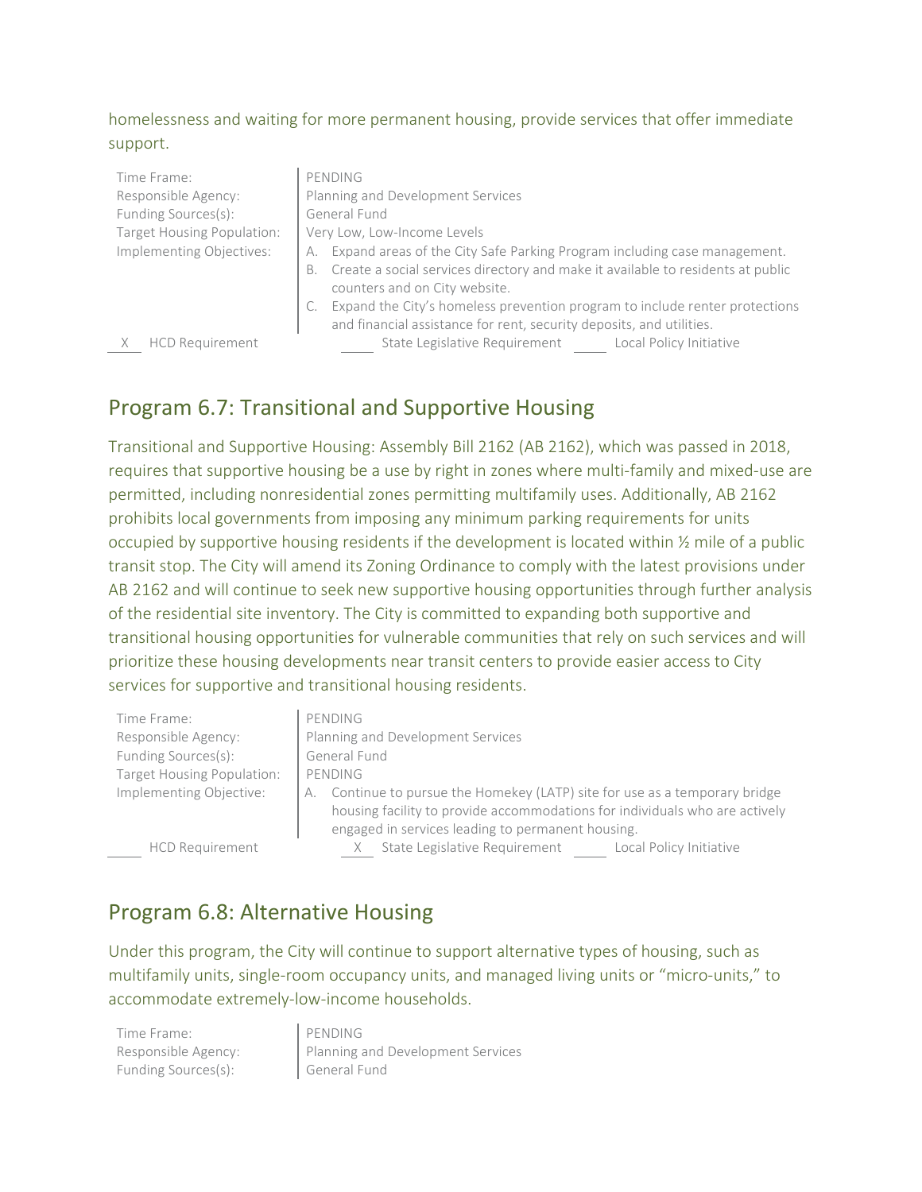homelessness and waiting for more permanent housing, provide services that offer immediate support.

| | |
|---|---|
| Time Frame: | PENDING |
| Responsible Agency: | Planning and Development Services |
| Funding Sources(s): | General Fund |
| Target Housing Population: | Very Low, Low-Income Levels |
| Implementing Objectives: | A. Expand areas of the City Safe Parking Program including case management.<br>B. Create a social services directory and make it available to residents at public counters and on City website.<br>C. Expand the City's homeless prevention program to include renter protections and financial assistance for rent, security deposits, and utilities. |

X HCD Requirement ____ State Legislative Requirement ____ Local Policy Initiative

## Program 6.7: Transitional and Supportive Housing

Transitional and Supportive Housing: Assembly Bill 2162 (AB 2162), which was passed in 2018, requires that supportive housing be a use by right in zones where multi-family and mixed-use are permitted, including nonresidential zones permitting multifamily uses. Additionally, AB 2162 prohibits local governments from imposing any minimum parking requirements for units occupied by supportive housing residents if the development is located within ½ mile of a public transit stop. The City will amend its Zoning Ordinance to comply with the latest provisions under AB 2162 and will continue to seek new supportive housing opportunities through further analysis of the residential site inventory. The City is committed to expanding both supportive and transitional housing opportunities for vulnerable communities that rely on such services and will prioritize these housing developments near transit centers to provide easier access to City services for supportive and transitional housing residents.

| | |
|---|---|
| Time Frame: | PENDING |
| Responsible Agency: | Planning and Development Services |
| Funding Sources(s): | General Fund |
| Target Housing Population: | PENDING |
| Implementing Objective: | A. Continue to pursue the Homekey (LATP) site for use as a temporary bridge housing facility to provide accommodations for individuals who are actively engaged in services leading to permanent housing. |

____ HCD Requirement X State Legislative Requirement ____ Local Policy Initiative

## Program 6.8: Alternative Housing

Under this program, the City will continue to support alternative types of housing, such as multifamily units, single-room occupancy units, and managed living units or "micro-units," to accommodate extremely-low-income households.

| | |
|---|---|
| Time Frame: | PENDING |
| Responsible Agency: | Planning and Development Services |
| Funding Sources(s): | General Fund |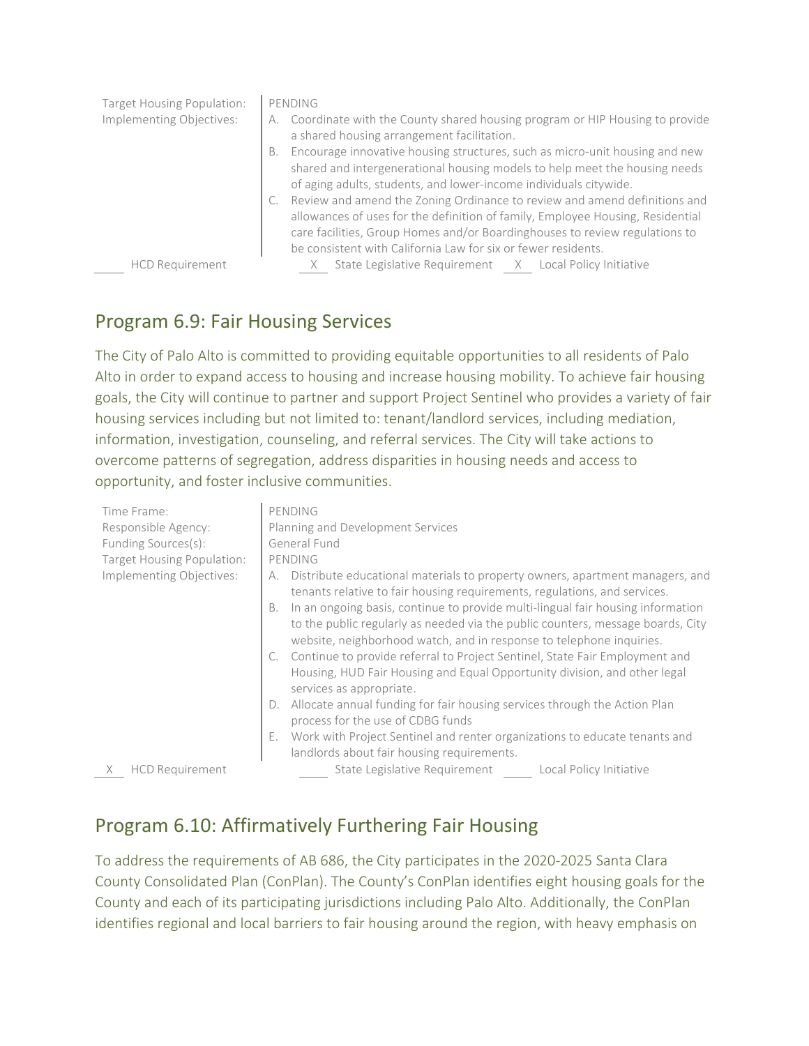Target Housing Population: PENDING

Implementing Objectives:

A. Coordinate with the County shared housing program or HIP Housing to provide a shared housing arrangement facilitation.
B. Encourage innovative housing structures, such as micro-unit housing and new shared and intergenerational housing models to help meet the housing needs of aging adults, students, and lower-income individuals citywide.
C. Review and amend the Zoning Ordinance to review and amend definitions and allowances of uses for the definition of family, Employee Housing, Residential care facilities, Group Homes and/or Boardinghouses to review regulations to be consistent with California Law for six or fewer residents.

____ HCD Requirement  __X__ State Legislative Requirement  __X__ Local Policy Initiative

## Program 6.9: Fair Housing Services

The City of Palo Alto is committed to providing equitable opportunities to all residents of Palo Alto in order to expand access to housing and increase housing mobility. To achieve fair housing goals, the City will continue to partner and support Project Sentinel who provides a variety of fair housing services including but not limited to: tenant/landlord services, including mediation, information, investigation, counseling, and referral services. The City will take actions to overcome patterns of segregation, address disparities in housing needs and access to opportunity, and foster inclusive communities.

Time Frame: PENDING

Responsible Agency: Planning and Development Services

Funding Sources(s): General Fund

Target Housing Population: PENDING

Implementing Objectives:

A. Distribute educational materials to property owners, apartment managers, and tenants relative to fair housing requirements, regulations, and services.
B. In an ongoing basis, continue to provide multi-lingual fair housing information to the public regularly as needed via the public counters, message boards, City website, neighborhood watch, and in response to telephone inquiries.
C. Continue to provide referral to Project Sentinel, State Fair Employment and Housing, HUD Fair Housing and Equal Opportunity division, and other legal services as appropriate.
D. Allocate annual funding for fair housing services through the Action Plan process for the use of CDBG funds
E. Work with Project Sentinel and renter organizations to educate tenants and landlords about fair housing requirements.

__X__ HCD Requirement  ____ State Legislative Requirement  ____ Local Policy Initiative

## Program 6.10: Affirmatively Furthering Fair Housing

To address the requirements of AB 686, the City participates in the 2020-2025 Santa Clara County Consolidated Plan (ConPlan). The County's ConPlan identifies eight housing goals for the County and each of its participating jurisdictions including Palo Alto. Additionally, the ConPlan identifies regional and local barriers to fair housing around the region, with heavy emphasis on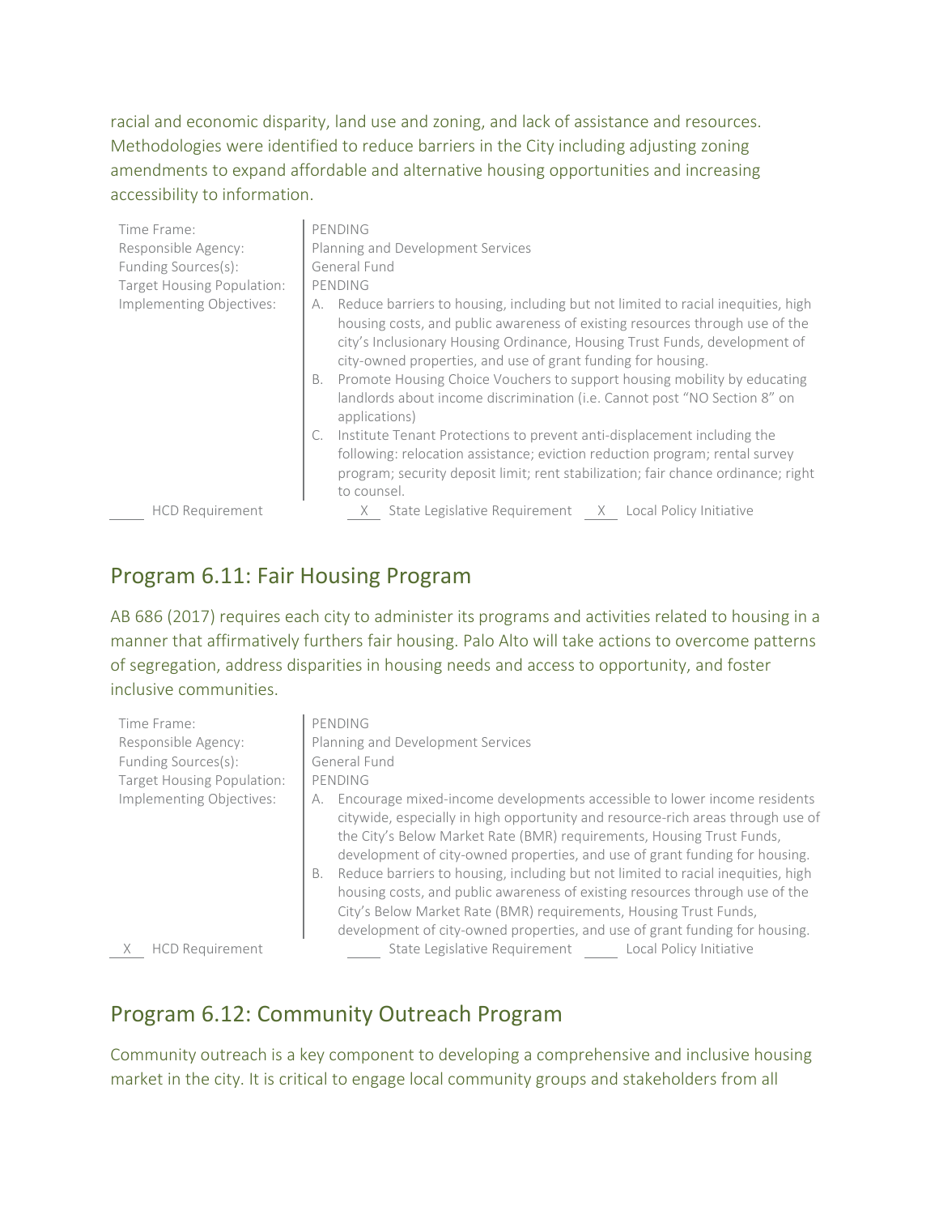racial and economic disparity, land use and zoning, and lack of assistance and resources. Methodologies were identified to reduce barriers in the City including adjusting zoning amendments to expand affordable and alternative housing opportunities and increasing accessibility to information.

| | |
|---|---|
| Time Frame: | PENDING |
| Responsible Agency: | Planning and Development Services |
| Funding Sources(s): | General Fund |
| Target Housing Population: | PENDING |
| Implementing Objectives: | A. Reduce barriers to housing, including but not limited to racial inequities, high housing costs, and public awareness of existing resources through use of the city's Inclusionary Housing Ordinance, Housing Trust Funds, development of city-owned properties, and use of grant funding for housing.<br>B. Promote Housing Choice Vouchers to support housing mobility by educating landlords about income discrimination (i.e. Cannot post "NO Section 8" on applications)<br>C. Institute Tenant Protections to prevent anti-displacement including the following: relocation assistance; eviction reduction program; rental survey program; security deposit limit; rent stabilization; fair chance ordinance; right to counsel. |

___ HCD Requirement   _X_ State Legislative Requirement   _X_ Local Policy Initiative

## Program 6.11: Fair Housing Program

AB 686 (2017) requires each city to administer its programs and activities related to housing in a manner that affirmatively furthers fair housing. Palo Alto will take actions to overcome patterns of segregation, address disparities in housing needs and access to opportunity, and foster inclusive communities.

| | |
|---|---|
| Time Frame: | PENDING |
| Responsible Agency: | Planning and Development Services |
| Funding Sources(s): | General Fund |
| Target Housing Population: | PENDING |
| Implementing Objectives: | A. Encourage mixed-income developments accessible to lower income residents citywide, especially in high opportunity and resource-rich areas through use of the City's Below Market Rate (BMR) requirements, Housing Trust Funds, development of city-owned properties, and use of grant funding for housing.<br>B. Reduce barriers to housing, including but not limited to racial inequities, high housing costs, and public awareness of existing resources through use of the City's Below Market Rate (BMR) requirements, Housing Trust Funds, development of city-owned properties, and use of grant funding for housing. |

_X_ HCD Requirement   ___ State Legislative Requirement   ___ Local Policy Initiative

## Program 6.12: Community Outreach Program

Community outreach is a key component to developing a comprehensive and inclusive housing market in the city. It is critical to engage local community groups and stakeholders from all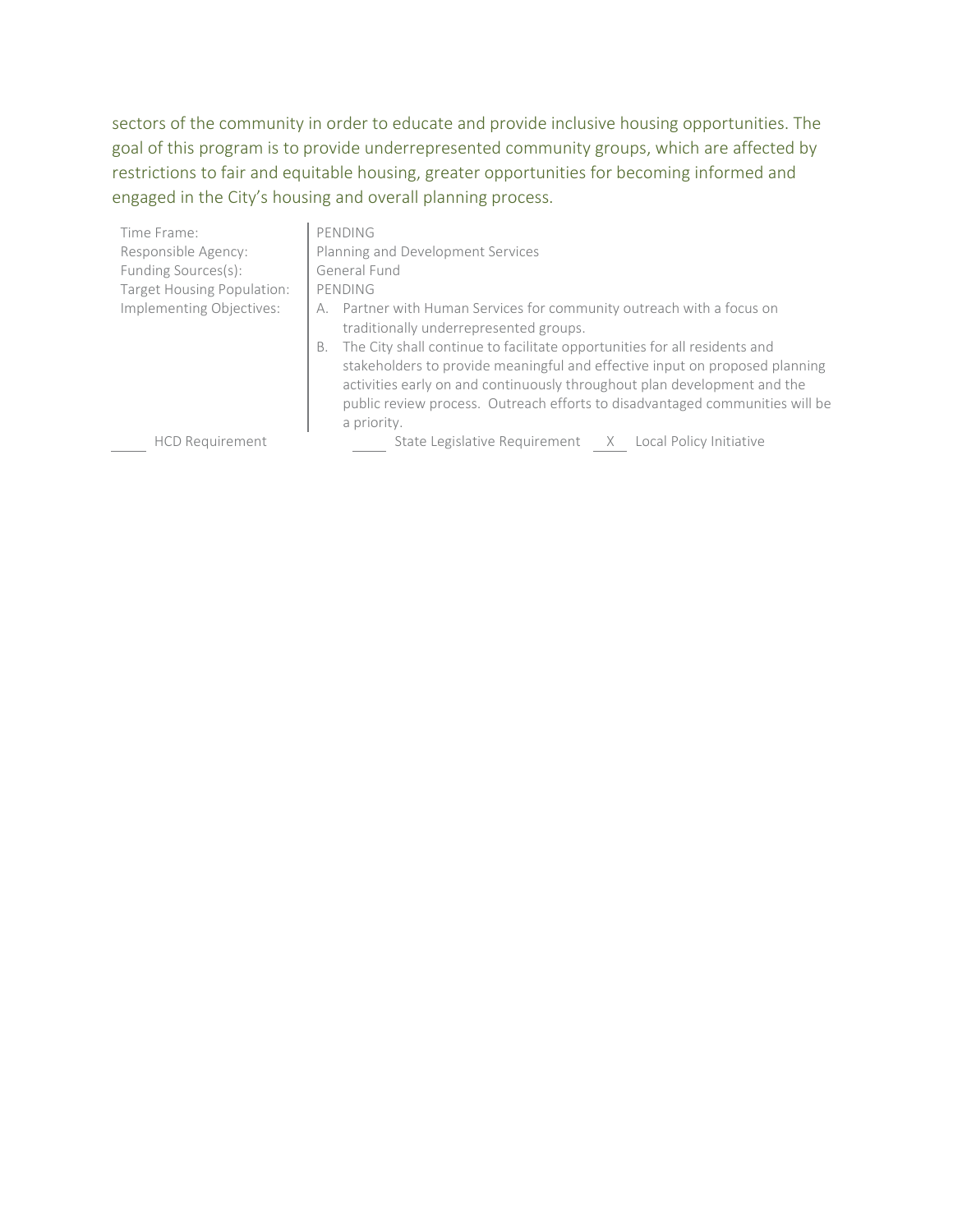sectors of the community in order to educate and provide inclusive housing opportunities. The goal of this program is to provide underrepresented community groups, which are affected by restrictions to fair and equitable housing, greater opportunities for becoming informed and engaged in the City's housing and overall planning process.

| | |
|---|---|
| Time Frame: | PENDING |
| Responsible Agency: | Planning and Development Services |
| Funding Sources(s): | General Fund |
| Target Housing Population: | PENDING |
| Implementing Objectives: | A. Partner with Human Services for community outreach with a focus on traditionally underrepresented groups.<br>B. The City shall continue to facilitate opportunities for all residents and stakeholders to provide meaningful and effective input on proposed planning activities early on and continuously throughout plan development and the public review process. Outreach efforts to disadvantaged communities will be a priority. |

\_\_\_\_ HCD Requirement &nbsp;&nbsp;&nbsp; \_\_\_\_ State Legislative Requirement &nbsp;&nbsp;&nbsp; \_\_X\_\_ Local Policy Initiative